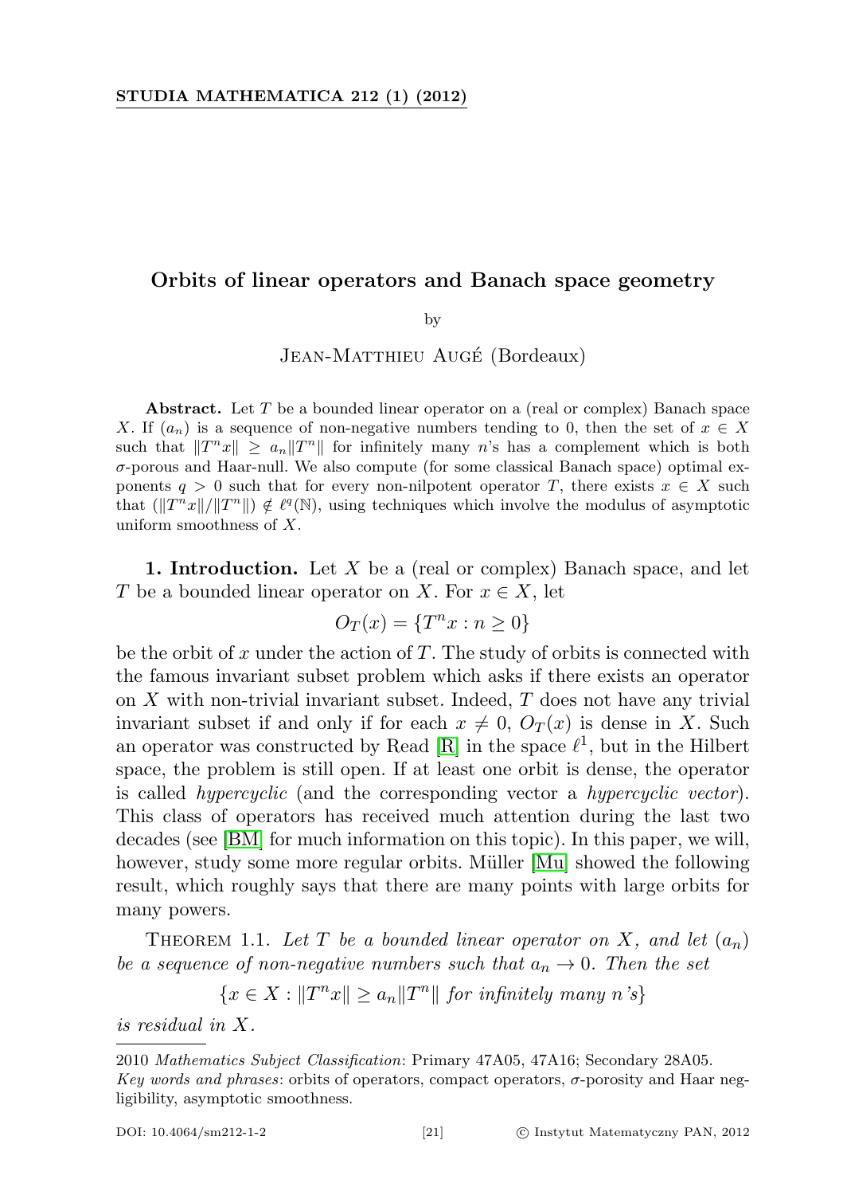# Orbits of linear operators and Banach space geometry

by

Jean-Matthieu Augé (Bordeaux)

**Abstract.** Let $T$ be a bounded linear operator on a (real or complex) Banach space $X$. If $(a_n)$ is a sequence of non-negative numbers tending to 0, then the set of $x \in X$ such that $\|T^n x\| \geq a_n \|T^n\|$ for infinitely many $n$'s has a complement which is both $\sigma$-porous and Haar-null. We also compute (for some classical Banach space) optimal exponents $q > 0$ such that for every non-nilpotent operator $T$, there exists $x \in X$ such that $(\|T^n x\|/\|T^n\|) \notin \ell^q(\mathbb{N})$, using techniques which involve the modulus of asymptotic uniform smoothness of $X$.

**1. Introduction.** Let $X$ be a (real or complex) Banach space, and let $T$ be a bounded linear operator on $X$. For $x \in X$, let

$$O_T(x) = \{T^n x : n \geq 0\}$$

be the orbit of $x$ under the action of $T$. The study of orbits is connected with the famous invariant subset problem which asks if there exists an operator on $X$ with non-trivial invariant subset. Indeed, $T$ does not have any trivial invariant subset if and only if for each $x \neq 0$, $O_T(x)$ is dense in $X$. Such an operator was constructed by Read [R] in the space $\ell^1$, but in the Hilbert space, the problem is still open. If at least one orbit is dense, the operator is called *hypercyclic* (and the corresponding vector a *hypercyclic vector*). This class of operators has received much attention during the last two decades (see [BM] for much information on this topic). In this paper, we will, however, study some more regular orbits. Müller [Mu] showed the following result, which roughly says that there are many points with large orbits for many powers.

Theorem 1.1. *Let $T$ be a bounded linear operator on $X$, and let $(a_n)$ be a sequence of non-negative numbers such that $a_n \to 0$. Then the set*

$$\{x \in X : \|T^n x\| \geq a_n \|T^n\| \text{ for infinitely many } n\text{'s}\}$$

*is residual in $X$.*

---

2010 *Mathematics Subject Classification*: Primary 47A05, 47A16; Secondary 28A05.

*Key words and phrases*: orbits of operators, compact operators, $\sigma$-porosity and Haar negligibility, asymptotic smoothness.

DOI: 10.4064/sm212-1-2 © Instytut Matematyczny PAN, 2012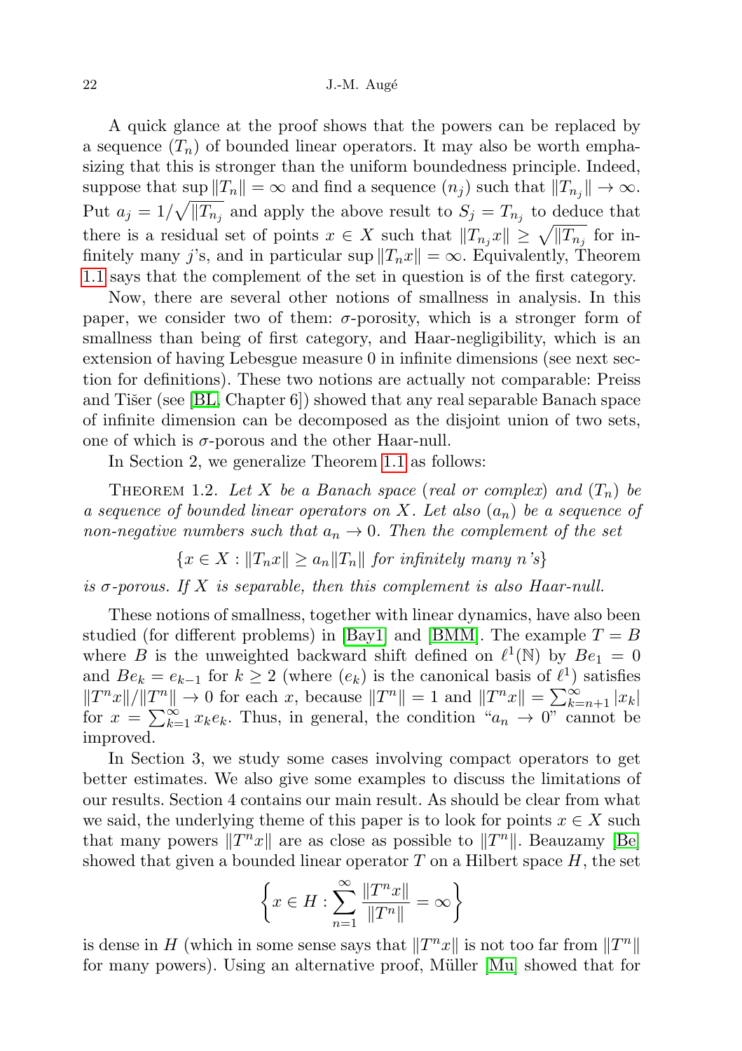A quick glance at the proof shows that the powers can be replaced by a sequence $(T_n)$ of bounded linear operators. It may also be worth emphasizing that this is stronger than the uniform boundedness principle. Indeed, suppose that $\sup \|T_n\| = \infty$ and find a sequence $(n_j)$ such that $\|T_{n_j}\| \to \infty$. Put $a_j = 1/\sqrt{\|T_{n_j}}$ and apply the above result to $S_j = T_{n_j}$ to deduce that there is a residual set of points $x \in X$ such that $\|T_{n_j} x\| \geq \sqrt{\|T_{n_j}}$ for infinitely many $j$'s, and in particular $\sup \|T_n x\| = \infty$. Equivalently, Theorem 1.1 says that the complement of the set in question is of the first category.

Now, there are several other notions of smallness in analysis. In this paper, we consider two of them: $\sigma$-porosity, which is a stronger form of smallness than being of first category, and Haar-negligibility, which is an extension of having Lebesgue measure 0 in infinite dimensions (see next section for definitions). These two notions are actually not comparable: Preiss and Tišer (see [BL, Chapter 6]) showed that any real separable Banach space of infinite dimension can be decomposed as the disjoint union of two sets, one of which is $\sigma$-porous and the other Haar-null.

In Section 2, we generalize Theorem 1.1 as follows:

THEOREM 1.2. *Let $X$ be a Banach space (real or complex) and $(T_n)$ be a sequence of bounded linear operators on $X$. Let also $(a_n)$ be a sequence of non-negative numbers such that $a_n \to 0$. Then the complement of the set*

$$\{x \in X : \|T_n x\| \geq a_n \|T_n\| \text{ for infinitely many } n\text{'s}\}$$

*is $\sigma$-porous. If $X$ is separable, then this complement is also Haar-null.*

These notions of smallness, together with linear dynamics, have also been studied (for different problems) in [Bay1] and [BMM]. The example $T = B$ where $B$ is the unweighted backward shift defined on $\ell^1(\mathbb{N})$ by $Be_1 = 0$ and $Be_k = e_{k-1}$ for $k \geq 2$ (where $(e_k)$ is the canonical basis of $\ell^1$) satisfies $\|T^n x\|/\|T^n\| \to 0$ for each $x$, because $\|T^n\| = 1$ and $\|T^n x\| = \sum_{k=n+1}^{\infty} |x_k|$ for $x = \sum_{k=1}^{\infty} x_k e_k$. Thus, in general, the condition "$a_n \to 0$" cannot be improved.

In Section 3, we study some cases involving compact operators to get better estimates. We also give some examples to discuss the limitations of our results. Section 4 contains our main result. As should be clear from what we said, the underlying theme of this paper is to look for points $x \in X$ such that many powers $\|T^n x\|$ are as close as possible to $\|T^n\|$. Beauzamy [Be] showed that given a bounded linear operator $T$ on a Hilbert space $H$, the set

$$\left\{x \in H : \sum_{n=1}^{\infty} \frac{\|T^n x\|}{\|T^n\|} = \infty\right\}$$

is dense in $H$ (which in some sense says that $\|T^n x\|$ is not too far from $\|T^n\|$ for many powers). Using an alternative proof, Müller [Mu] showed that for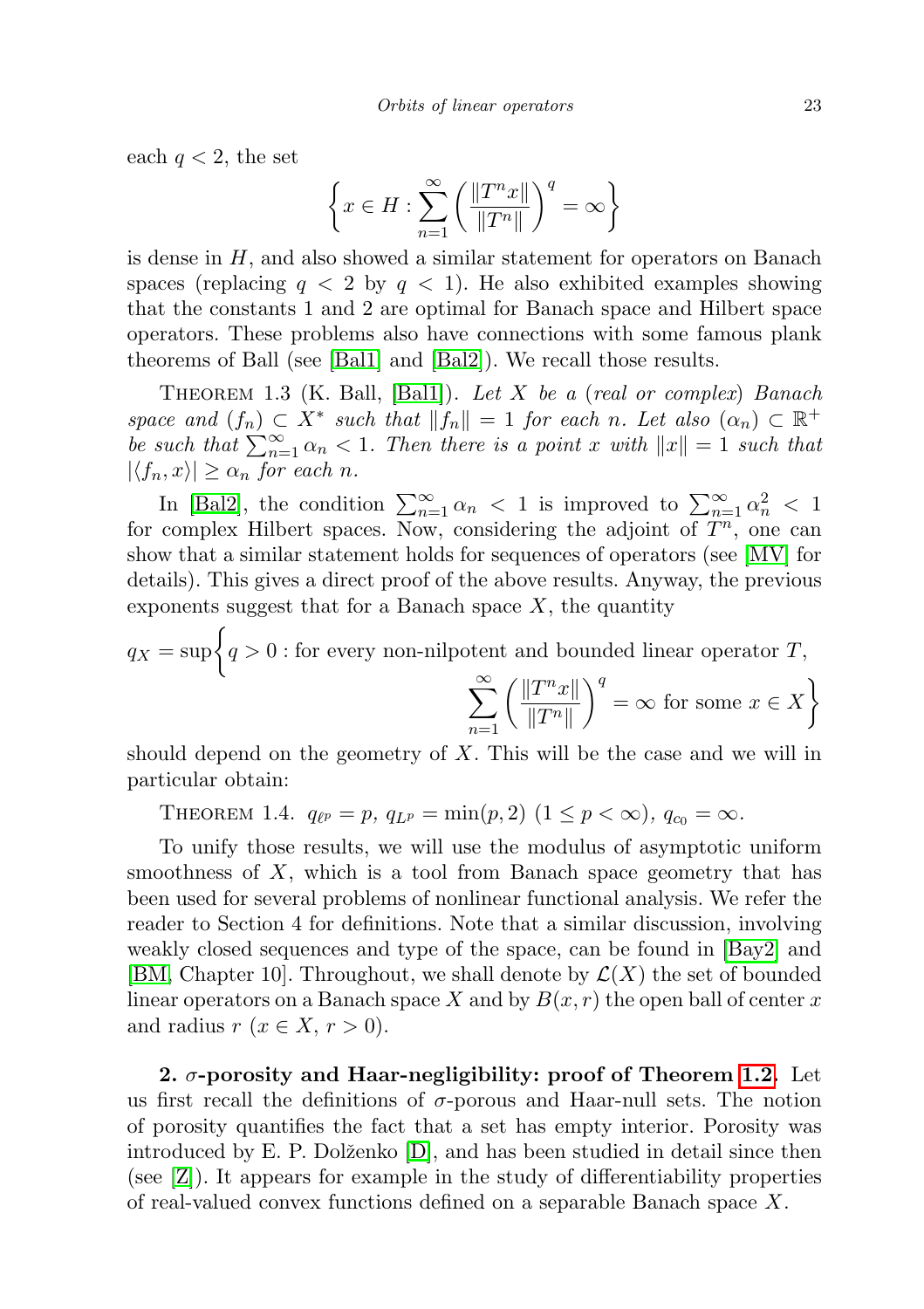each $q < 2$, the set

$$\left\{x \in H : \sum_{n=1}^{\infty} \left(\frac{\|T^n x\|}{\|T^n\|}\right)^q = \infty\right\}$$

is dense in $H$, and also showed a similar statement for operators on Banach spaces (replacing $q < 2$ by $q < 1$). He also exhibited examples showing that the constants 1 and 2 are optimal for Banach space and Hilbert space operators. These problems also have connections with some famous plank theorems of Ball (see [Bal1] and [Bal2]). We recall those results.

Theorem 1.3 (K. Ball, [Bal1]). *Let $X$ be a (real or complex) Banach space and $(f_n) \subset X^*$ such that $\|f_n\| = 1$ for each $n$. Let also $(\alpha_n) \subset \mathbb{R}^+$ be such that $\sum_{n=1}^{\infty} \alpha_n < 1$. Then there is a point $x$ with $\|x\| = 1$ such that $|\langle f_n, x\rangle| \geq \alpha_n$ for each $n$.*

In [Bal2], the condition $\sum_{n=1}^{\infty} \alpha_n < 1$ is improved to $\sum_{n=1}^{\infty} \alpha_n^2 < 1$ for complex Hilbert spaces. Now, considering the adjoint of $T^n$, one can show that a similar statement holds for sequences of operators (see [MV] for details). This gives a direct proof of the above results. Anyway, the previous exponents suggest that for a Banach space $X$, the quantity

$$q_X = \sup\left\{q > 0 : \text{for every non-nilpotent and bounded linear operator } T,\ \sum_{n=1}^{\infty} \left(\frac{\|T^n x\|}{\|T^n\|}\right)^q = \infty \text{ for some } x \in X\right\}$$

should depend on the geometry of $X$. This will be the case and we will in particular obtain:

Theorem 1.4. $q_{\ell^p} = p$, $q_{L^p} = \min(p, 2)$ $(1 \leq p < \infty)$, $q_{c_0} = \infty$.

To unify those results, we will use the modulus of asymptotic uniform smoothness of $X$, which is a tool from Banach space geometry that has been used for several problems of nonlinear functional analysis. We refer the reader to Section 4 for definitions. Note that a similar discussion, involving weakly closed sequences and type of the space, can be found in [Bay2] and [BM, Chapter 10]. Throughout, we shall denote by $\mathcal{L}(X)$ the set of bounded linear operators on a Banach space $X$ and by $B(x, r)$ the open ball of center $x$ and radius $r$ $(x \in X, r > 0)$.

**2. $\sigma$-porosity and Haar-negligibility: proof of Theorem 1.2.** Let us first recall the definitions of $\sigma$-porous and Haar-null sets. The notion of porosity quantifies the fact that a set has empty interior. Porosity was introduced by E. P. Dolženko [D], and has been studied in detail since then (see [Z]). It appears for example in the study of differentiability properties of real-valued convex functions defined on a separable Banach space $X$.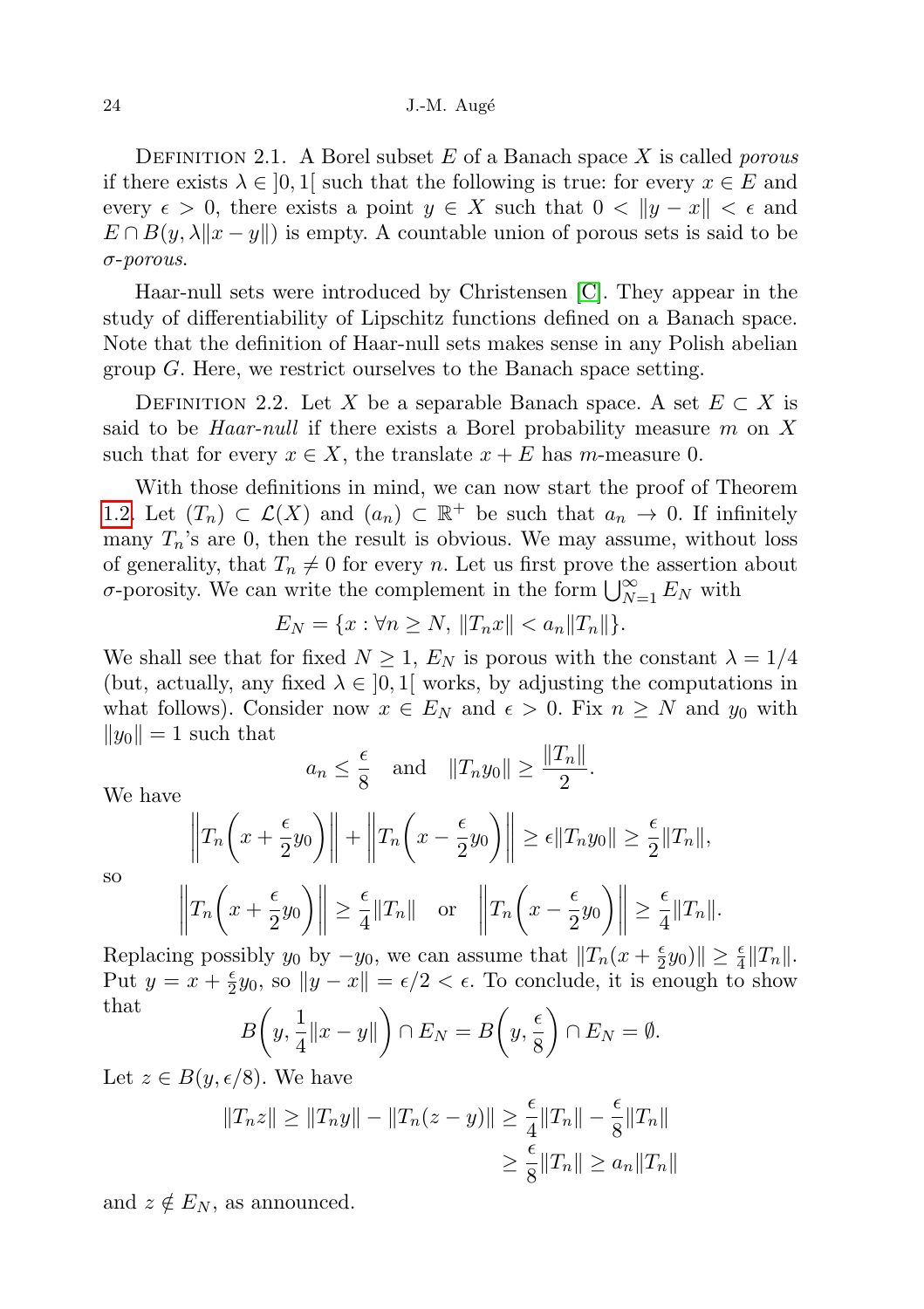Definition 2.1. A Borel subset $E$ of a Banach space $X$ is called *porous* if there exists $\lambda \in ]0,1[$ such that the following is true: for every $x \in E$ and every $\epsilon > 0$, there exists a point $y \in X$ such that $0 < \|y - x\| < \epsilon$ and $E \cap B(y, \lambda\|x - y\|)$ is empty. A countable union of porous sets is said to be *σ-porous*.

Haar-null sets were introduced by Christensen [C]. They appear in the study of differentiability of Lipschitz functions defined on a Banach space. Note that the definition of Haar-null sets makes sense in any Polish abelian group $G$. Here, we restrict ourselves to the Banach space setting.

Definition 2.2. Let $X$ be a separable Banach space. A set $E \subset X$ is said to be *Haar-null* if there exists a Borel probability measure $m$ on $X$ such that for every $x \in X$, the translate $x + E$ has $m$-measure 0.

With those definitions in mind, we can now start the proof of Theorem 1.2. Let $(T_n) \subset \mathcal{L}(X)$ and $(a_n) \subset \mathbb{R}^+$ be such that $a_n \to 0$. If infinitely many $T_n$'s are 0, then the result is obvious. We may assume, without loss of generality, that $T_n \neq 0$ for every $n$. Let us first prove the assertion about $\sigma$-porosity. We can write the complement in the form $\bigcup_{N=1}^{\infty} E_N$ with

$$E_N = \{x : \forall n \geq N,\ \|T_n x\| < a_n \|T_n\|\}.$$

We shall see that for fixed $N \geq 1$, $E_N$ is porous with the constant $\lambda = 1/4$ (but, actually, any fixed $\lambda \in ]0,1[$ works, by adjusting the computations in what follows). Consider now $x \in E_N$ and $\epsilon > 0$. Fix $n \geq N$ and $y_0$ with $\|y_0\| = 1$ such that

$$a_n \leq \frac{\epsilon}{8} \quad \text{and} \quad \|T_n y_0\| \geq \frac{\|T_n\|}{2}.$$

We have

$$\left\|T_n\left(x + \frac{\epsilon}{2} y_0\right)\right\| + \left\|T_n\left(x - \frac{\epsilon}{2} y_0\right)\right\| \geq \epsilon \|T_n y_0\| \geq \frac{\epsilon}{2}\|T_n\|,$$

so

$$\left\|T_n\left(x + \frac{\epsilon}{2} y_0\right)\right\| \geq \frac{\epsilon}{4}\|T_n\| \quad \text{or} \quad \left\|T_n\left(x - \frac{\epsilon}{2} y_0\right)\right\| \geq \frac{\epsilon}{4}\|T_n\|.$$

Replacing possibly $y_0$ by $-y_0$, we can assume that $\|T_n(x + \frac{\epsilon}{2} y_0)\| \geq \frac{\epsilon}{4}\|T_n\|$. Put $y = x + \frac{\epsilon}{2} y_0$, so $\|y - x\| = \epsilon/2 < \epsilon$. To conclude, it is enough to show that

$$B\left(y, \frac{1}{4}\|x - y\|\right) \cap E_N = B\left(y, \frac{\epsilon}{8}\right) \cap E_N = \emptyset.$$

Let $z \in B(y, \epsilon/8)$. We have

$$\begin{aligned}\|T_n z\| \geq \|T_n y\| - \|T_n(z - y)\| &\geq \frac{\epsilon}{4}\|T_n\| - \frac{\epsilon}{8}\|T_n\| \\ &\geq \frac{\epsilon}{8}\|T_n\| \geq a_n \|T_n\|\end{aligned}$$

and $z \notin E_N$, as announced.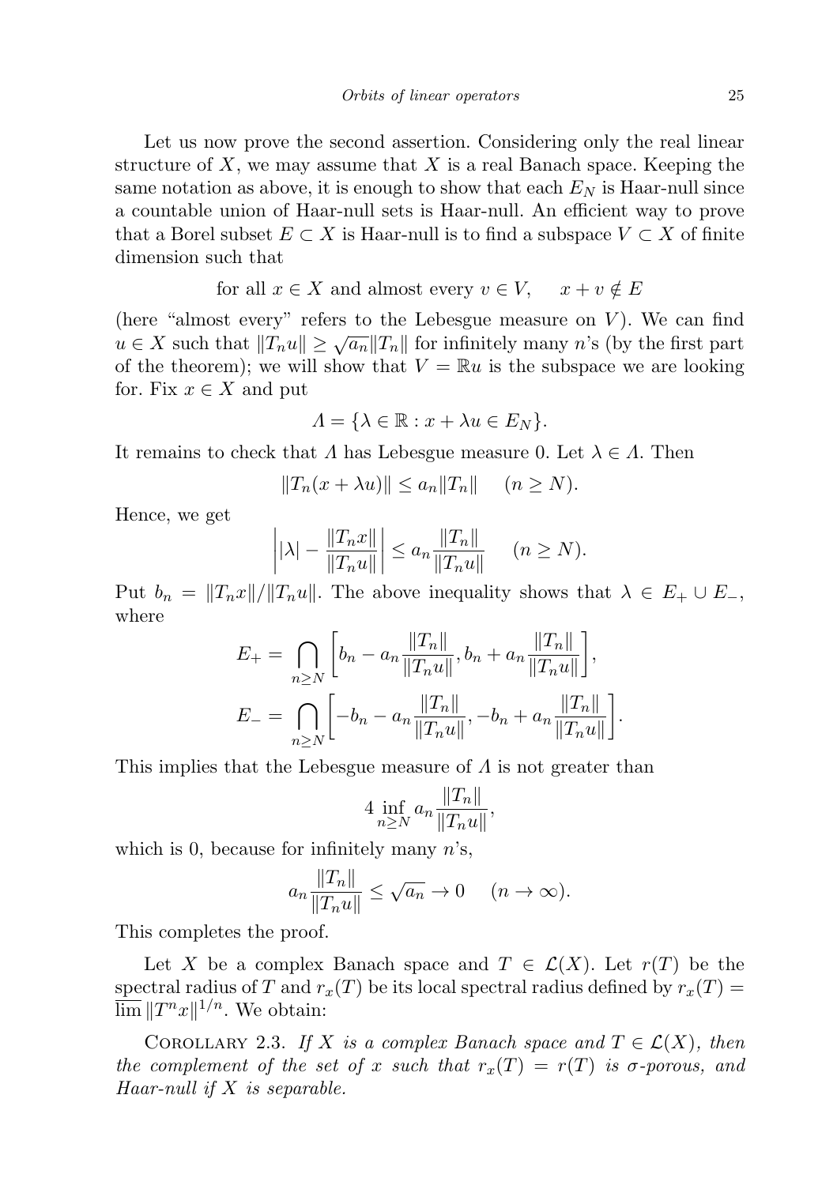Let us now prove the second assertion. Considering only the real linear structure of $X$, we may assume that $X$ is a real Banach space. Keeping the same notation as above, it is enough to show that each $E_N$ is Haar-null since a countable union of Haar-null sets is Haar-null. An efficient way to prove that a Borel subset $E \subset X$ is Haar-null is to find a subspace $V \subset X$ of finite dimension such that

$$\text{for all } x \in X \text{ and almost every } v \in V, \quad x + v \notin E$$

(here "almost every" refers to the Lebesgue measure on $V$). We can find $u \in X$ such that $\|T_n u\| \geq \sqrt{a_n}\|T_n\|$ for infinitely many $n$'s (by the first part of the theorem); we will show that $V = \mathbb{R}u$ is the subspace we are looking for. Fix $x \in X$ and put

$$\Lambda = \{\lambda \in \mathbb{R} : x + \lambda u \in E_N\}.$$

It remains to check that $\Lambda$ has Lebesgue measure 0. Let $\lambda \in \Lambda$. Then

$$\|T_n(x + \lambda u)\| \leq a_n \|T_n\| \quad (n \geq N).$$

Hence, we get

$$\left| |\lambda| - \frac{\|T_n x\|}{\|T_n u\|} \right| \leq a_n \frac{\|T_n\|}{\|T_n u\|} \quad (n \geq N).$$

Put $b_n = \|T_n x\|/\|T_n u\|$. The above inequality shows that $\lambda \in E_+ \cup E_-$, where

$$E_+ = \bigcap_{n \geq N} \left[ b_n - a_n \frac{\|T_n\|}{\|T_n u\|}, b_n + a_n \frac{\|T_n\|}{\|T_n u\|} \right],$$

$$E_- = \bigcap_{n \geq N} \left[ -b_n - a_n \frac{\|T_n\|}{\|T_n u\|}, -b_n + a_n \frac{\|T_n\|}{\|T_n u\|} \right].$$

This implies that the Lebesgue measure of $\Lambda$ is not greater than

$$4 \inf_{n \geq N} a_n \frac{\|T_n\|}{\|T_n u\|},$$

which is 0, because for infinitely many $n$'s,

$$a_n \frac{\|T_n\|}{\|T_n u\|} \leq \sqrt{a_n} \to 0 \quad (n \to \infty).$$

This completes the proof.

Let $X$ be a complex Banach space and $T \in \mathcal{L}(X)$. Let $r(T)$ be the spectral radius of $T$ and $r_x(T)$ be its local spectral radius defined by $r_x(T) = \overline{\lim} \|T^n x\|^{1/n}$. We obtain:

Corollary 2.3. *If $X$ is a complex Banach space and $T \in \mathcal{L}(X)$, then the complement of the set of $x$ such that $r_x(T) = r(T)$ is $\sigma$-porous, and Haar-null if $X$ is separable.*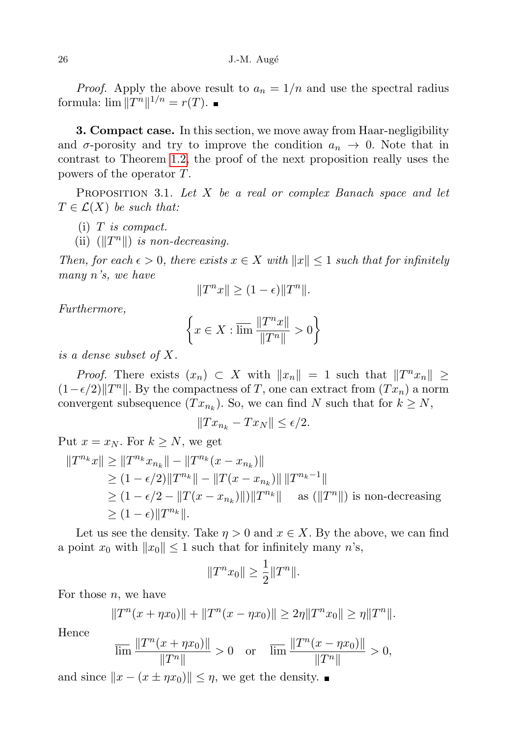*Proof.* Apply the above result to $a_n = 1/n$ and use the spectral radius formula: $\lim \|T^n\|^{1/n} = r(T)$. ∎

**3. Compact case.** In this section, we move away from Haar-negligibility and $\sigma$-porosity and try to improve the condition $a_n \to 0$. Note that in contrast to Theorem 1.2, the proof of the next proposition really uses the powers of the operator $T$.

PROPOSITION 3.1. *Let $X$ be a real or complex Banach space and let $T \in \mathcal{L}(X)$ be such that:*

(i) *$T$ is compact.*
(ii) *$(\|T^n\|)$ is non-decreasing.*

*Then, for each $\epsilon > 0$, there exists $x \in X$ with $\|x\| \leq 1$ such that for infinitely many $n$'s, we have*

$$\|T^n x\| \geq (1 - \epsilon)\|T^n\|.$$

*Furthermore,*

$$\left\{ x \in X : \overline{\lim} \frac{\|T^n x\|}{\|T^n\|} > 0 \right\}$$

*is a dense subset of $X$.*

*Proof.* There exists $(x_n) \subset X$ with $\|x_n\| = 1$ such that $\|T^n x_n\| \geq (1-\epsilon/2)\|T^n\|$. By the compactness of $T$, one can extract from $(Tx_n)$ a norm convergent subsequence $(Tx_{n_k})$. So, we can find $N$ such that for $k \geq N$,

$$\|Tx_{n_k} - Tx_N\| \leq \epsilon/2.$$

Put $x = x_N$. For $k \geq N$, we get

$$\begin{aligned}
\|T^{n_k} x\| &\geq \|T^{n_k} x_{n_k}\| - \|T^{n_k}(x - x_{n_k})\| \\
&\geq (1 - \epsilon/2)\|T^{n_k}\| - \|T(x - x_{n_k})\| \, \|T^{n_k - 1}\| \\
&\geq (1 - \epsilon/2 - \|T(x - x_{n_k})\|)\|T^{n_k}\| \quad \text{ as } (\|T^n\|) \text{ is non-decreasing} \\
&\geq (1 - \epsilon)\|T^{n_k}\|.
\end{aligned}$$

Let us see the density. Take $\eta > 0$ and $x \in X$. By the above, we can find a point $x_0$ with $\|x_0\| \leq 1$ such that for infinitely many $n$'s,

$$\|T^n x_0\| \geq \frac{1}{2}\|T^n\|.$$

For those $n$, we have

$$\|T^n(x + \eta x_0)\| + \|T^n(x - \eta x_0)\| \geq 2\eta\|T^n x_0\| \geq \eta\|T^n\|.$$

Hence

$$\overline{\lim} \frac{\|T^n(x + \eta x_0)\|}{\|T^n\|} > 0 \quad \text{or} \quad \overline{\lim} \frac{\|T^n(x - \eta x_0)\|}{\|T^n\|} > 0,$$

and since $\|x - (x \pm \eta x_0)\| \leq \eta$, we get the density. ∎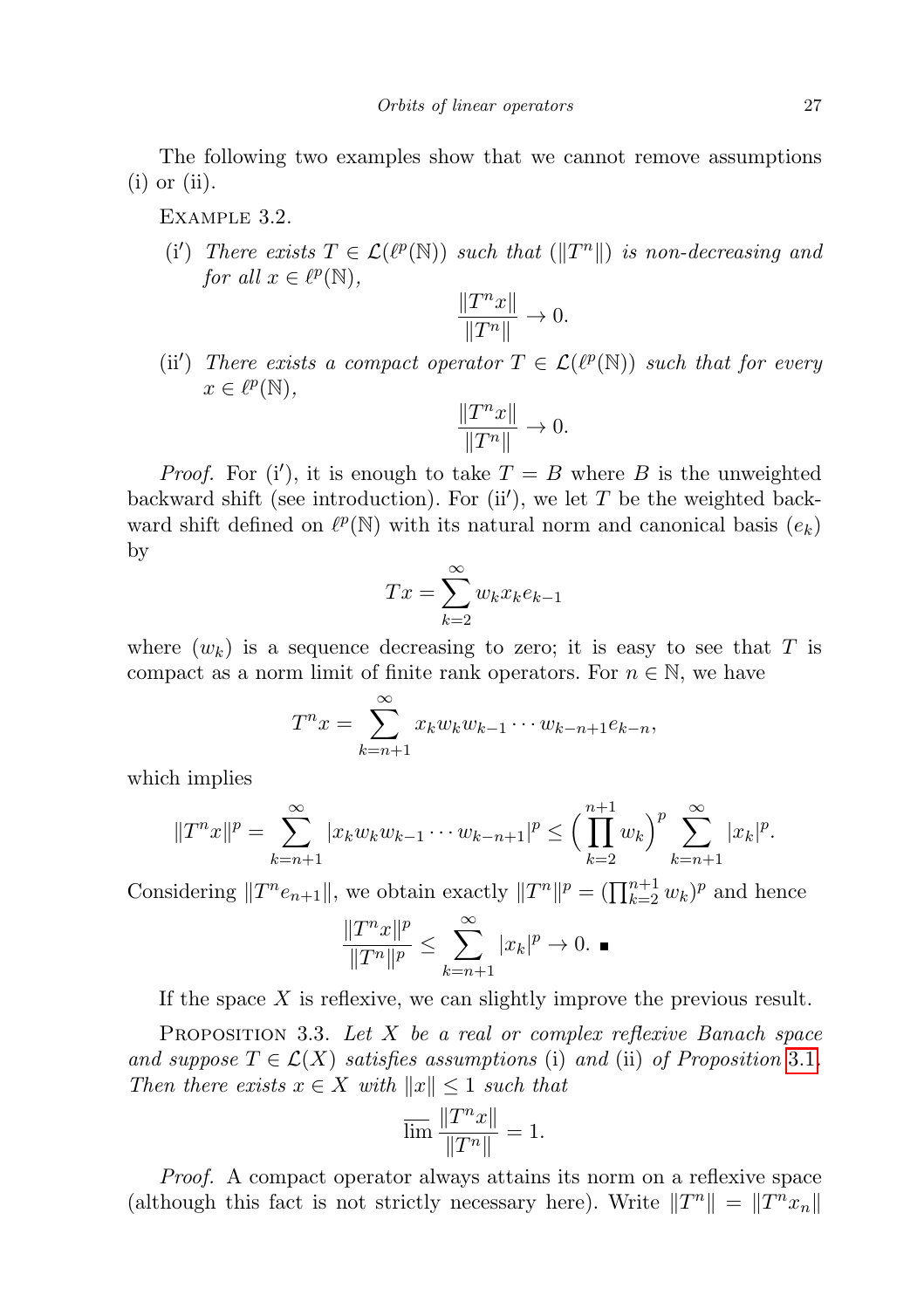The following two examples show that we cannot remove assumptions (i) or (ii).

Example 3.2.

(i′) *There exists* $T \in \mathcal{L}(\ell^p(\mathbb{N}))$ *such that* $(\|T^n\|)$ *is non-decreasing and for all* $x \in \ell^p(\mathbb{N})$,

$$\frac{\|T^n x\|}{\|T^n\|} \to 0.$$

(ii′) *There exists a compact operator* $T \in \mathcal{L}(\ell^p(\mathbb{N}))$ *such that for every* $x \in \ell^p(\mathbb{N})$,

$$\frac{\|T^n x\|}{\|T^n\|} \to 0.$$

*Proof.* For (i′), it is enough to take $T = B$ where $B$ is the unweighted backward shift (see introduction). For (ii′), we let $T$ be the weighted backward shift defined on $\ell^p(\mathbb{N})$ with its natural norm and canonical basis $(e_k)$ by

$$Tx = \sum_{k=2}^{\infty} w_k x_k e_{k-1}$$

where $(w_k)$ is a sequence decreasing to zero; it is easy to see that $T$ is compact as a norm limit of finite rank operators. For $n \in \mathbb{N}$, we have

$$T^n x = \sum_{k=n+1}^{\infty} x_k w_k w_{k-1} \cdots w_{k-n+1} e_{k-n},$$

which implies

$$\|T^n x\|^p = \sum_{k=n+1}^{\infty} |x_k w_k w_{k-1} \cdots w_{k-n+1}|^p \leq \Big(\prod_{k=2}^{n+1} w_k\Big)^p \sum_{k=n+1}^{\infty} |x_k|^p.$$

Considering $\|T^n e_{n+1}\|$, we obtain exactly $\|T^n\|^p = (\prod_{k=2}^{n+1} w_k)^p$ and hence

$$\frac{\|T^n x\|^p}{\|T^n\|^p} \leq \sum_{k=n+1}^{\infty} |x_k|^p \to 0. \blacksquare$$

If the space $X$ is reflexive, we can slightly improve the previous result.

Proposition 3.3. *Let $X$ be a real or complex reflexive Banach space and suppose $T \in \mathcal{L}(X)$ satisfies assumptions* (i) *and* (ii) *of Proposition* 3.1. *Then there exists $x \in X$ with $\|x\| \leq 1$ such that*

$$\overline{\lim} \frac{\|T^n x\|}{\|T^n\|} = 1.$$

*Proof.* A compact operator always attains its norm on a reflexive space (although this fact is not strictly necessary here). Write $\|T^n\| = \|T^n x_n\|$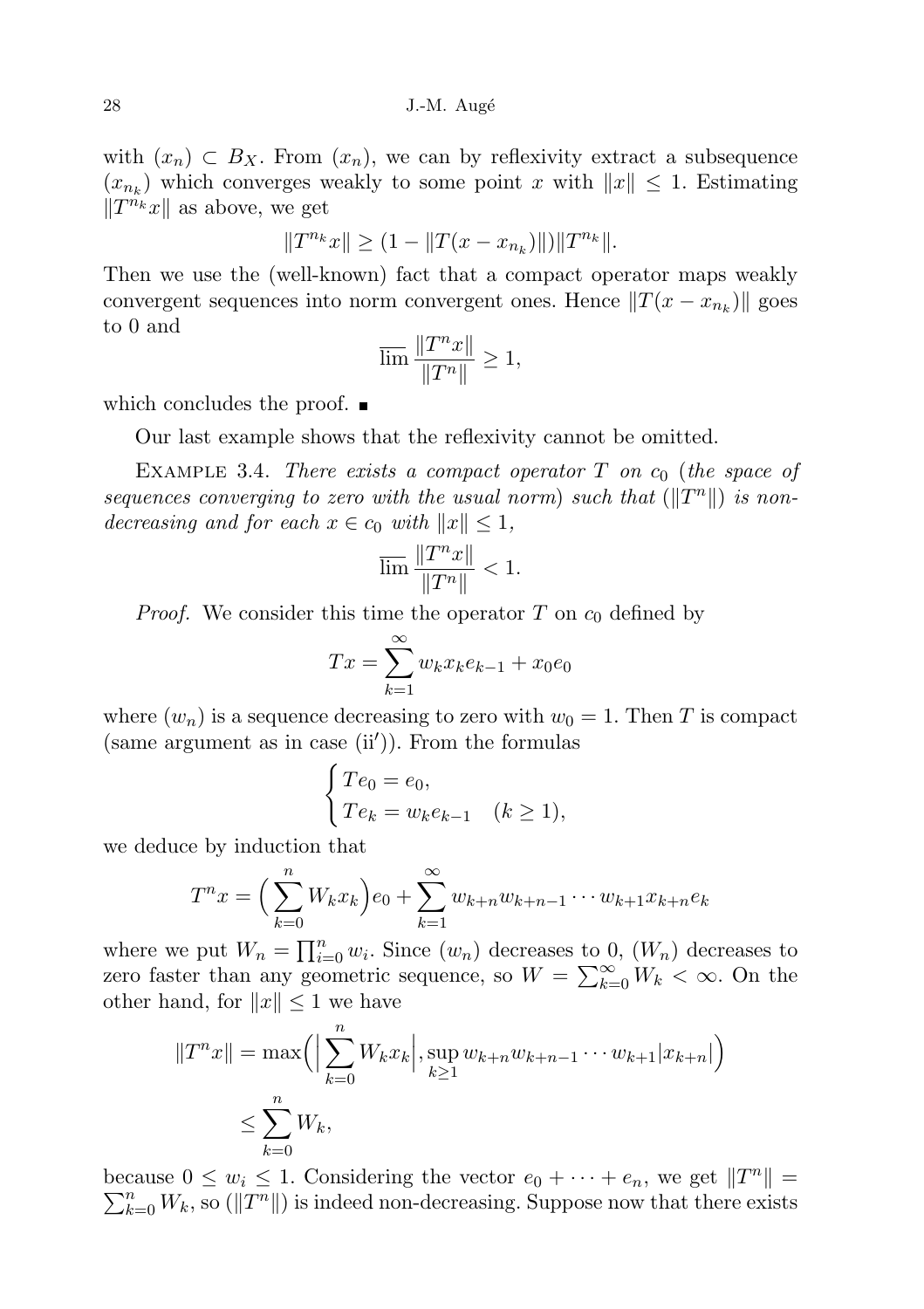with $(x_n) \subset B_X$. From $(x_n)$, we can by reflexivity extract a subsequence $(x_{n_k})$ which converges weakly to some point $x$ with $\|x\| \le 1$. Estimating $\|T^{n_k}x\|$ as above, we get

$$\|T^{n_k}x\| \ge (1 - \|T(x - x_{n_k})\|)\|T^{n_k}\|.$$

Then we use the (well-known) fact that a compact operator maps weakly convergent sequences into norm convergent ones. Hence $\|T(x - x_{n_k})\|$ goes to 0 and

$$\overline{\lim} \frac{\|T^n x\|}{\|T^n\|} \ge 1,$$

which concludes the proof. ∎

Our last example shows that the reflexivity cannot be omitted.

Example 3.4. *There exists a compact operator $T$ on $c_0$ (the space of sequences converging to zero with the usual norm) such that $(\|T^n\|)$ is non-decreasing and for each $x \in c_0$ with $\|x\| \le 1$,*

$$\overline{\lim} \frac{\|T^n x\|}{\|T^n\|} < 1.$$

*Proof.* We consider this time the operator $T$ on $c_0$ defined by

$$Tx = \sum_{k=1}^{\infty} w_k x_k e_{k-1} + x_0 e_0$$

where $(w_n)$ is a sequence decreasing to zero with $w_0 = 1$. Then $T$ is compact (same argument as in case (ii′)). From the formulas

$$\begin{cases} Te_0 = e_0, \\ Te_k = w_k e_{k-1} \quad (k \ge 1), \end{cases}$$

we deduce by induction that

$$T^n x = \Big(\sum_{k=0}^{n} W_k x_k\Big) e_0 + \sum_{k=1}^{\infty} w_{k+n} w_{k+n-1} \cdots w_{k+1} x_{k+n} e_k$$

where we put $W_n = \prod_{i=0}^{n} w_i$. Since $(w_n)$ decreases to 0, $(W_n)$ decreases to zero faster than any geometric sequence, so $W = \sum_{k=0}^{\infty} W_k < \infty$. On the other hand, for $\|x\| \le 1$ we have

$$\begin{aligned} \|T^n x\| &= \max\Big(\Big|\sum_{k=0}^{n} W_k x_k\Big|, \sup_{k \ge 1} w_{k+n} w_{k+n-1} \cdots w_{k+1} |x_{k+n}|\Big) \\ &\le \sum_{k=0}^{n} W_k, \end{aligned}$$

because $0 \le w_i \le 1$. Considering the vector $e_0 + \cdots + e_n$, we get $\|T^n\| = \sum_{k=0}^{n} W_k$, so $(\|T^n\|)$ is indeed non-decreasing. Suppose now that there exists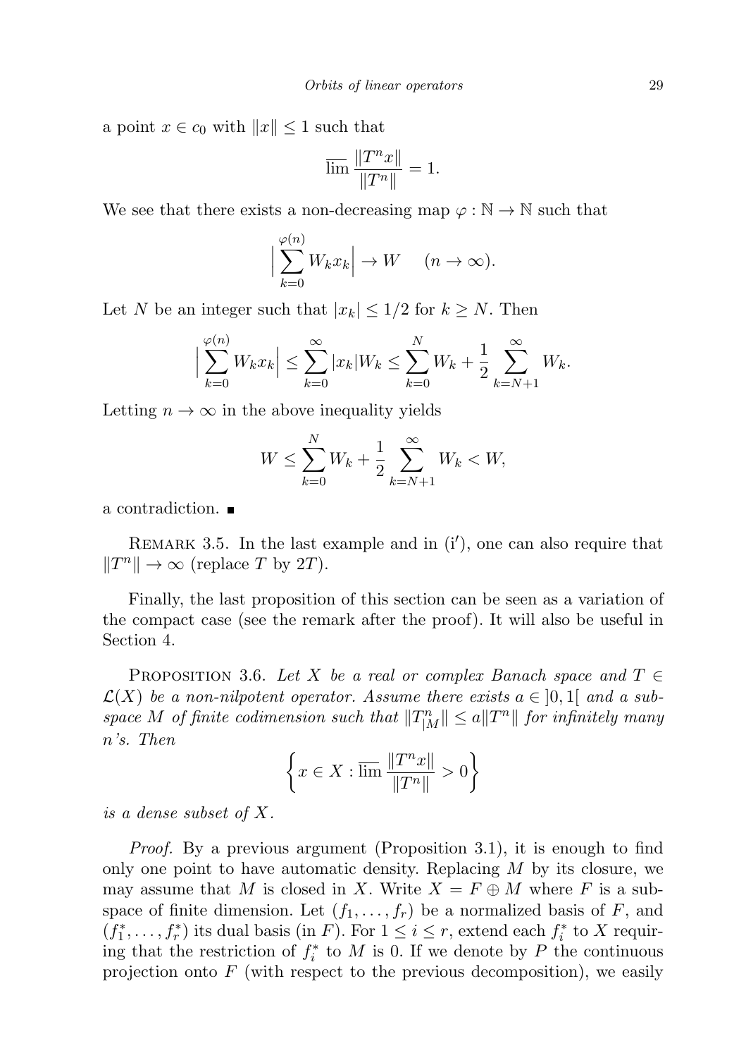a point $x \in c_0$ with $\|x\| \le 1$ such that

$$\overline{\lim} \frac{\|T^n x\|}{\|T^n\|} = 1.$$

We see that there exists a non-decreasing map $\varphi : \mathbb{N} \to \mathbb{N}$ such that

$$\Big| \sum_{k=0}^{\varphi(n)} W_k x_k \Big| \to W \quad (n \to \infty).$$

Let $N$ be an integer such that $|x_k| \le 1/2$ for $k \ge N$. Then

$$\Big| \sum_{k=0}^{\varphi(n)} W_k x_k \Big| \le \sum_{k=0}^{\infty} |x_k| W_k \le \sum_{k=0}^{N} W_k + \frac{1}{2} \sum_{k=N+1}^{\infty} W_k.$$

Letting $n \to \infty$ in the above inequality yields

$$W \le \sum_{k=0}^{N} W_k + \frac{1}{2} \sum_{k=N+1}^{\infty} W_k < W,$$

a contradiction. ∎

Remark 3.5. In the last example and in (i′), one can also require that $\|T^n\| \to \infty$ (replace $T$ by $2T$).

Finally, the last proposition of this section can be seen as a variation of the compact case (see the remark after the proof). It will also be useful in Section 4.

Proposition 3.6. *Let $X$ be a real or complex Banach space and $T \in \mathcal{L}(X)$ be a non-nilpotent operator. Assume there exists $a \in ]0,1[$ and a subspace $M$ of finite codimension such that $\|T^n_{|M}\| \le a\|T^n\|$ for infinitely many $n$'s. Then*

$$\left\{ x \in X : \overline{\lim} \frac{\|T^n x\|}{\|T^n\|} > 0 \right\}$$

*is a dense subset of $X$.*

*Proof.* By a previous argument (Proposition 3.1), it is enough to find only one point to have automatic density. Replacing $M$ by its closure, we may assume that $M$ is closed in $X$. Write $X = F \oplus M$ where $F$ is a subspace of finite dimension. Let $(f_1, \dots, f_r)$ be a normalized basis of $F$, and $(f_1^*, \dots, f_r^*)$ its dual basis (in $F$). For $1 \le i \le r$, extend each $f_i^*$ to $X$ requiring that the restriction of $f_i^*$ to $M$ is 0. If we denote by $P$ the continuous projection onto $F$ (with respect to the previous decomposition), we easily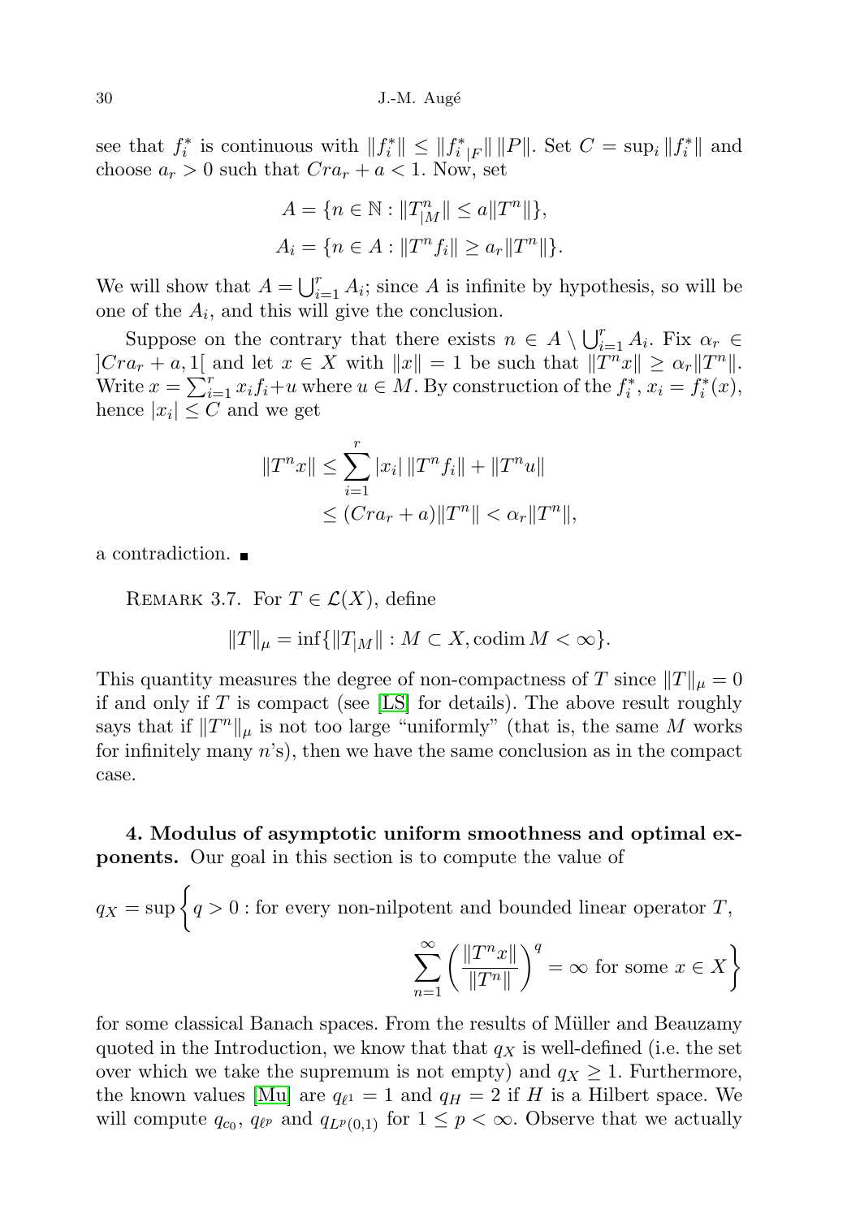see that $f_i^*$ is continuous with $\|f_i^*\| \le \|{f_i^*}_{|F}\| \, \|P\|$. Set $C = \sup_i \|f_i^*\|$ and choose $a_r > 0$ such that $Cra_r + a < 1$. Now, set

$$A = \{n \in \mathbb{N} : \|T^n_{|M}\| \le a\|T^n\|\},$$
$$A_i = \{n \in A : \|T^n f_i\| \ge a_r\|T^n\|\}.$$

We will show that $A = \bigcup_{i=1}^r A_i$; since $A$ is infinite by hypothesis, so will be one of the $A_i$, and this will give the conclusion.

Suppose on the contrary that there exists $n \in A \setminus \bigcup_{i=1}^r A_i$. Fix $\alpha_r \in ]Cra_r + a, 1[$ and let $x \in X$ with $\|x\| = 1$ be such that $\|T^n x\| \ge \alpha_r\|T^n\|$. Write $x = \sum_{i=1}^r x_i f_i + u$ where $u \in M$. By construction of the $f_i^*$, $x_i = f_i^*(x)$, hence $|x_i| \le C$ and we get

$$\begin{aligned}\|T^n x\| &\le \sum_{i=1}^r |x_i| \, \|T^n f_i\| + \|T^n u\| \\ &\le (Cra_r + a)\|T^n\| < \alpha_r\|T^n\|,\end{aligned}$$

a contradiction. ■

Remark 3.7. For $T \in \mathcal{L}(X)$, define

$$\|T\|_\mu = \inf\{\|T_{|M}\| : M \subset X, \operatorname{codim} M < \infty\}.$$

This quantity measures the degree of non-compactness of $T$ since $\|T\|_\mu = 0$ if and only if $T$ is compact (see [LS] for details). The above result roughly says that if $\|T^n\|_\mu$ is not too large "uniformly" (that is, the same $M$ works for infinitely many $n$'s), then we have the same conclusion as in the compact case.

**4. Modulus of asymptotic uniform smoothness and optimal exponents.** Our goal in this section is to compute the value of

$$q_X = \sup\bigg\{q > 0 : \text{for every non-nilpotent and bounded linear operator } T, \sum_{n=1}^\infty \Big(\frac{\|T^n x\|}{\|T^n\|}\Big)^q = \infty \text{ for some } x \in X\bigg\}$$

for some classical Banach spaces. From the results of Müller and Beauzamy quoted in the Introduction, we know that that $q_X$ is well-defined (i.e. the set over which we take the supremum is not empty) and $q_X \ge 1$. Furthermore, the known values [Mu] are $q_{\ell^1} = 1$ and $q_H = 2$ if $H$ is a Hilbert space. We will compute $q_{c_0}$, $q_{\ell^p}$ and $q_{L^p(0,1)}$ for $1 \le p < \infty$. Observe that we actually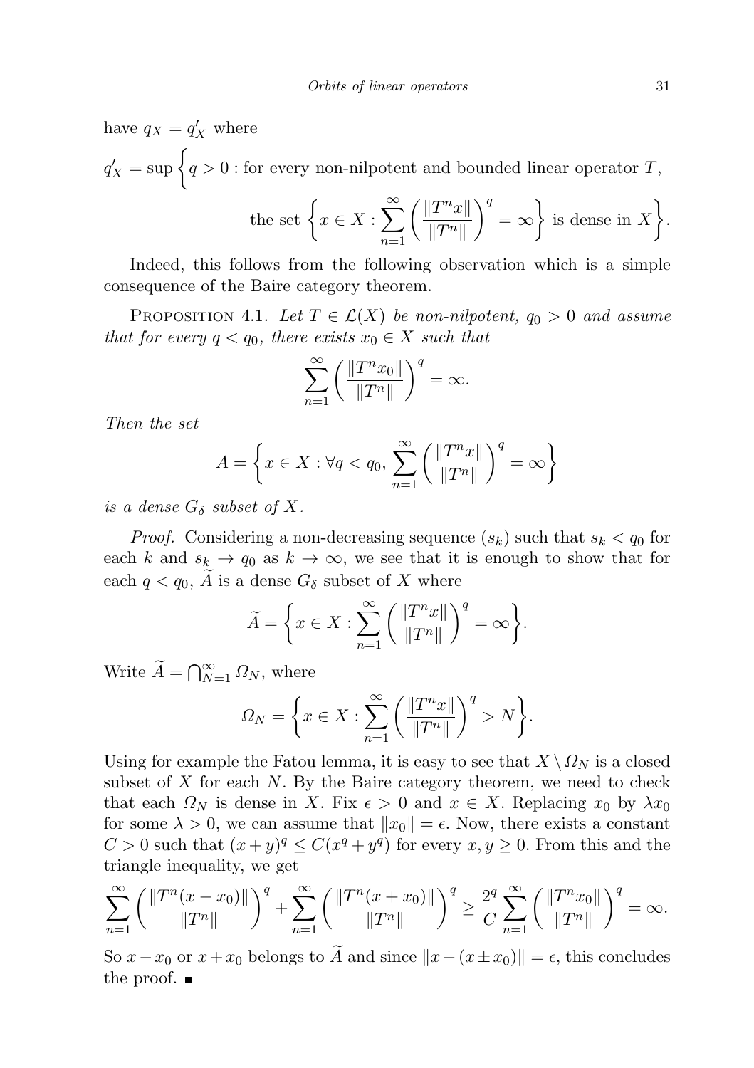have $q_X = q'_X$ where

$$q'_X = \sup\bigg\{q > 0 : \text{for every non-nilpotent and bounded linear operator } T,$$

$$\text{the set } \bigg\{x \in X : \sum_{n=1}^{\infty} \bigg(\frac{\|T^n x\|}{\|T^n\|}\bigg)^q = \infty\bigg\} \text{ is dense in } X\bigg\}.$$

Indeed, this follows from the following observation which is a simple consequence of the Baire category theorem.

PROPOSITION 4.1. *Let $T \in \mathcal{L}(X)$ be non-nilpotent, $q_0 > 0$ and assume that for every $q < q_0$, there exists $x_0 \in X$ such that*

$$\sum_{n=1}^{\infty} \bigg(\frac{\|T^n x_0\|}{\|T^n\|}\bigg)^q = \infty.$$

*Then the set*

$$A = \bigg\{x \in X : \forall q < q_0,\ \sum_{n=1}^{\infty} \bigg(\frac{\|T^n x\|}{\|T^n\|}\bigg)^q = \infty\bigg\}$$

*is a dense $G_\delta$ subset of $X$.*

*Proof.* Considering a non-decreasing sequence $(s_k)$ such that $s_k < q_0$ for each $k$ and $s_k \to q_0$ as $k \to \infty$, we see that it is enough to show that for each $q < q_0$, $\widetilde{A}$ is a dense $G_\delta$ subset of $X$ where

$$\widetilde{A} = \bigg\{x \in X : \sum_{n=1}^{\infty} \bigg(\frac{\|T^n x\|}{\|T^n\|}\bigg)^q = \infty\bigg\}.$$

Write $\widetilde{A} = \bigcap_{N=1}^{\infty} \Omega_N$, where

$$\Omega_N = \bigg\{x \in X : \sum_{n=1}^{\infty} \bigg(\frac{\|T^n x\|}{\|T^n\|}\bigg)^q > N\bigg\}.$$

Using for example the Fatou lemma, it is easy to see that $X \setminus \Omega_N$ is a closed subset of $X$ for each $N$. By the Baire category theorem, we need to check that each $\Omega_N$ is dense in $X$. Fix $\epsilon > 0$ and $x \in X$. Replacing $x_0$ by $\lambda x_0$ for some $\lambda > 0$, we can assume that $\|x_0\| = \epsilon$. Now, there exists a constant $C > 0$ such that $(x+y)^q \le C(x^q + y^q)$ for every $x, y \ge 0$. From this and the triangle inequality, we get

$$\sum_{n=1}^{\infty} \bigg(\frac{\|T^n(x - x_0)\|}{\|T^n\|}\bigg)^q + \sum_{n=1}^{\infty} \bigg(\frac{\|T^n(x + x_0)\|}{\|T^n\|}\bigg)^q \ge \frac{2^q}{C} \sum_{n=1}^{\infty} \bigg(\frac{\|T^n x_0\|}{\|T^n\|}\bigg)^q = \infty.$$

So $x - x_0$ or $x + x_0$ belongs to $\widetilde{A}$ and since $\|x - (x \pm x_0)\| = \epsilon$, this concludes the proof. ∎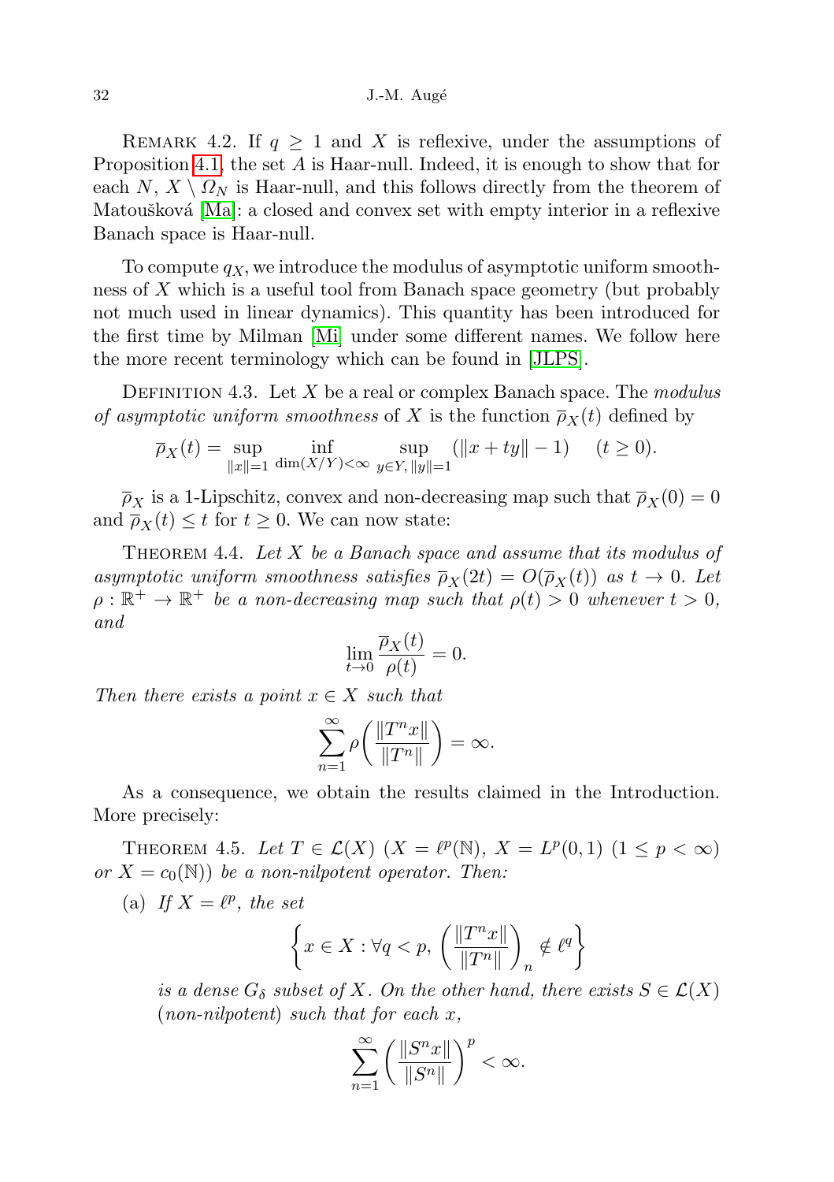REMARK 4.2. If $q \geq 1$ and $X$ is reflexive, under the assumptions of Proposition 4.1, the set $A$ is Haar-null. Indeed, it is enough to show that for each $N$, $X \setminus \Omega_N$ is Haar-null, and this follows directly from the theorem of Matoušková [Ma]: a closed and convex set with empty interior in a reflexive Banach space is Haar-null.

To compute $q_X$, we introduce the modulus of asymptotic uniform smoothness of $X$ which is a useful tool from Banach space geometry (but probably not much used in linear dynamics). This quantity has been introduced for the first time by Milman [Mi] under some different names. We follow here the more recent terminology which can be found in [JLPS].

DEFINITION 4.3. Let $X$ be a real or complex Banach space. The *modulus of asymptotic uniform smoothness* of $X$ is the function $\overline{\rho}_X(t)$ defined by

$$\overline{\rho}_X(t) = \sup_{\|x\|=1} \inf_{\dim(X/Y)<\infty} \sup_{y\in Y,\, \|y\|=1} (\|x+ty\| - 1) \quad (t \geq 0).$$

$\overline{\rho}_X$ is a 1-Lipschitz, convex and non-decreasing map such that $\overline{\rho}_X(0) = 0$ and $\overline{\rho}_X(t) \leq t$ for $t \geq 0$. We can now state:

THEOREM 4.4. *Let $X$ be a Banach space and assume that its modulus of asymptotic uniform smoothness satisfies $\overline{\rho}_X(2t) = O(\overline{\rho}_X(t))$ as $t \to 0$. Let $\rho : \mathbb{R}^+ \to \mathbb{R}^+$ be a non-decreasing map such that $\rho(t) > 0$ whenever $t > 0$, and*

$$\lim_{t\to 0} \frac{\overline{\rho}_X(t)}{\rho(t)} = 0.$$

*Then there exists a point $x \in X$ such that*

$$\sum_{n=1}^{\infty} \rho\bigg(\frac{\|T^n x\|}{\|T^n\|}\bigg) = \infty.$$

As a consequence, we obtain the results claimed in the Introduction. More precisely:

THEOREM 4.5. *Let $T \in \mathcal{L}(X)$ ($X = \ell^p(\mathbb{N})$, $X = L^p(0,1)$ $(1 \leq p < \infty)$ or $X = c_0(\mathbb{N})$) be a non-nilpotent operator. Then:*

(a) *If $X = \ell^p$, the set*

$$\bigg\{x \in X : \forall q < p,\ \bigg(\frac{\|T^n x\|}{\|T^n\|}\bigg)_n \notin \ell^q\bigg\}$$

*is a dense $G_\delta$ subset of $X$. On the other hand, there exists $S \in \mathcal{L}(X)$ (non-nilpotent) such that for each $x$,*

$$\sum_{n=1}^{\infty} \bigg(\frac{\|S^n x\|}{\|S^n\|}\bigg)^p < \infty.$$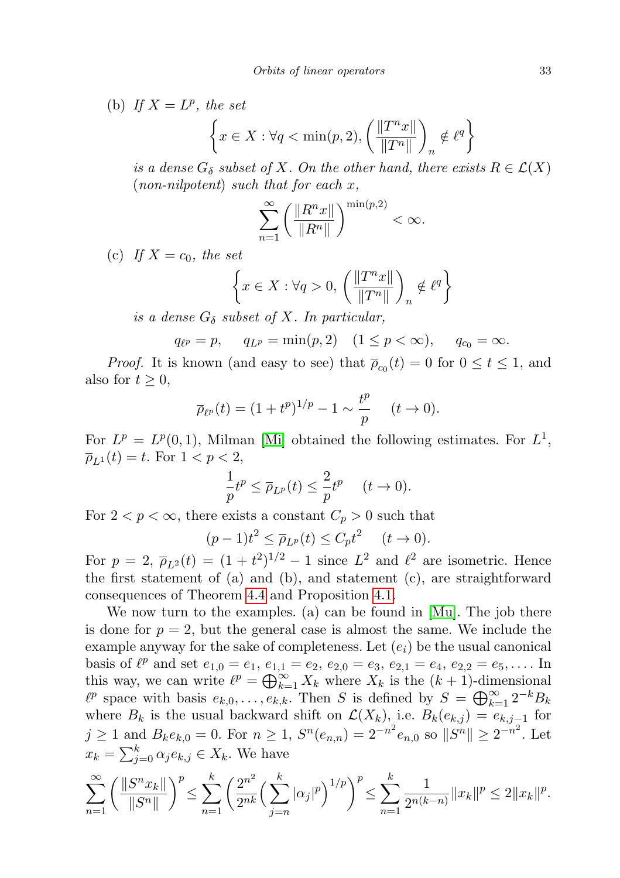(b) *If $X = L^p$, the set*

$$\left\{ x \in X : \forall q < \min(p,2), \left( \frac{\|T^n x\|}{\|T^n\|} \right)_n \notin \ell^q \right\}$$

*is a dense $G_\delta$ subset of $X$. On the other hand, there exists $R \in \mathcal{L}(X)$ (non-nilpotent) such that for each $x$,*

$$\sum_{n=1}^{\infty} \left( \frac{\|R^n x\|}{\|R^n\|} \right)^{\min(p,2)} < \infty.$$

(c) *If $X = c_0$, the set*

$$\left\{ x \in X : \forall q > 0, \left( \frac{\|T^n x\|}{\|T^n\|} \right)_n \notin \ell^q \right\}$$

*is a dense $G_\delta$ subset of $X$. In particular,*

$$q_{\ell^p} = p, \quad q_{L^p} = \min(p,2) \quad (1 \leq p < \infty), \quad q_{c_0} = \infty.$$

*Proof.* It is known (and easy to see) that $\overline{\rho}_{c_0}(t) = 0$ for $0 \leq t \leq 1$, and also for $t \geq 0$,

$$\overline{\rho}_{\ell^p}(t) = (1+t^p)^{1/p} - 1 \sim \frac{t^p}{p} \quad (t \to 0).$$

For $L^p = L^p(0,1)$, Milman [Mi] obtained the following estimates. For $L^1$, $\overline{\rho}_{L^1}(t) = t$. For $1 < p < 2$,

$$\frac{1}{p} t^p \leq \overline{\rho}_{L^p}(t) \leq \frac{2}{p} t^p \quad (t \to 0).$$

For $2 < p < \infty$, there exists a constant $C_p > 0$ such that

$$(p-1)t^2 \leq \overline{\rho}_{L^p}(t) \leq C_p t^2 \quad (t \to 0).$$

For $p = 2$, $\overline{\rho}_{L^2}(t) = (1+t^2)^{1/2} - 1$ since $L^2$ and $\ell^2$ are isometric. Hence the first statement of (a) and (b), and statement (c), are straightforward consequences of Theorem 4.4 and Proposition 4.1.

We now turn to the examples. (a) can be found in [Mu]. The job there is done for $p = 2$, but the general case is almost the same. We include the example anyway for the sake of completeness. Let $(e_i)$ be the usual canonical basis of $\ell^p$ and set $e_{1,0} = e_1$, $e_{1,1} = e_2$, $e_{2,0} = e_3$, $e_{2,1} = e_4$, $e_{2,2} = e_5, \ldots$. In this way, we can write $\ell^p = \bigoplus_{k=1}^{\infty} X_k$ where $X_k$ is the $(k+1)$-dimensional $\ell^p$ space with basis $e_{k,0}, \ldots, e_{k,k}$. Then $S$ is defined by $S = \bigoplus_{k=1}^{\infty} 2^{-k} B_k$ where $B_k$ is the usual backward shift on $\mathcal{L}(X_k)$, i.e. $B_k(e_{k,j}) = e_{k,j-1}$ for $j \geq 1$ and $B_k e_{k,0} = 0$. For $n \geq 1$, $S^n(e_{n,n}) = 2^{-n^2} e_{n,0}$ so $\|S^n\| \geq 2^{-n^2}$. Let $x_k = \sum_{j=0}^{k} \alpha_j e_{k,j} \in X_k$. We have

$$\sum_{n=1}^{\infty} \left( \frac{\|S^n x_k\|}{\|S^n\|} \right)^p \leq \sum_{n=1}^{k} \left( \frac{2^{n^2}}{2^{nk}} \Big( \sum_{j=n}^{k} |\alpha_j|^p \Big)^{1/p} \right)^p \leq \sum_{n=1}^{k} \frac{1}{2^{n(k-n)}} \|x_k\|^p \leq 2\|x_k\|^p.$$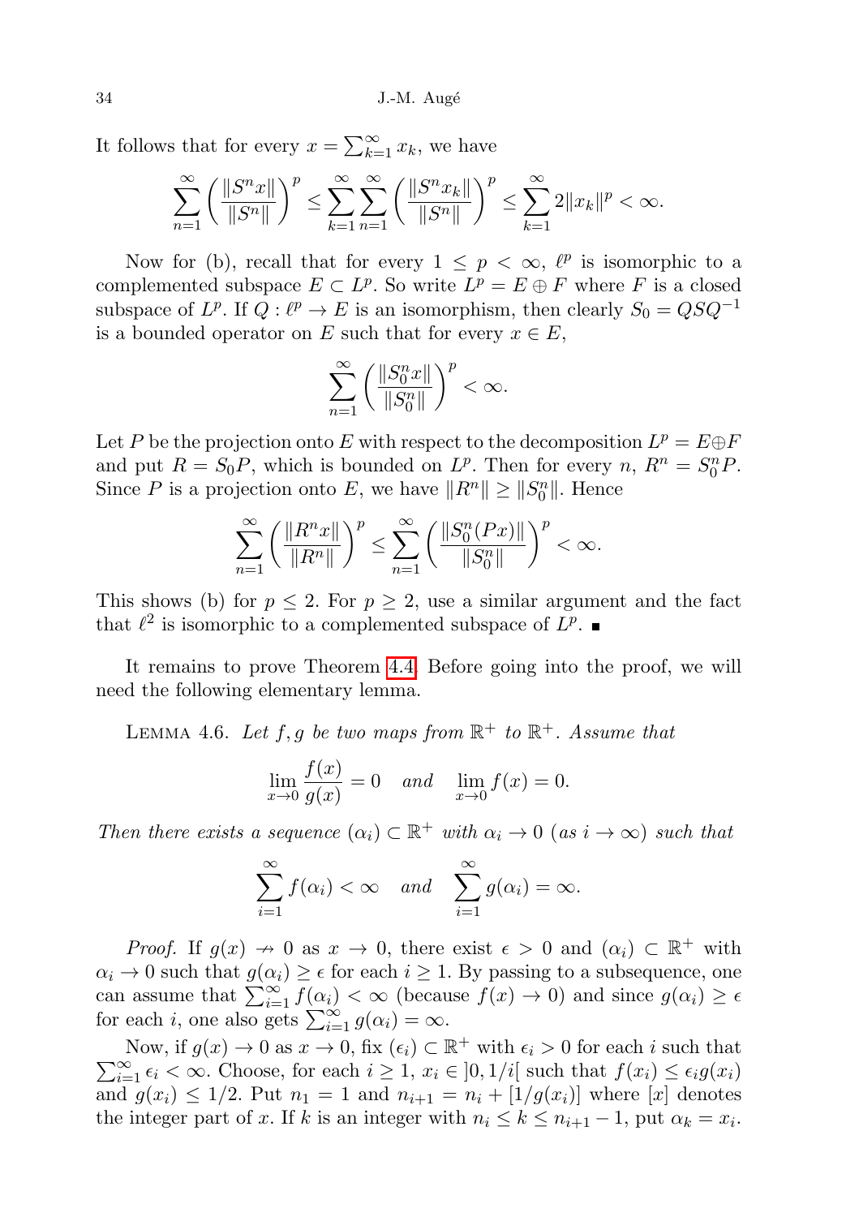It follows that for every $x = \sum_{k=1}^{\infty} x_k$, we have

$$\sum_{n=1}^{\infty} \left( \frac{\|S^n x\|}{\|S^n\|} \right)^p \leq \sum_{k=1}^{\infty} \sum_{n=1}^{\infty} \left( \frac{\|S^n x_k\|}{\|S^n\|} \right)^p \leq \sum_{k=1}^{\infty} 2\|x_k\|^p < \infty.$$

Now for (b), recall that for every $1 \leq p < \infty$, $\ell^p$ is isomorphic to a complemented subspace $E \subset L^p$. So write $L^p = E \oplus F$ where $F$ is a closed subspace of $L^p$. If $Q : \ell^p \to E$ is an isomorphism, then clearly $S_0 = QSQ^{-1}$ is a bounded operator on $E$ such that for every $x \in E$,

$$\sum_{n=1}^{\infty} \left( \frac{\|S_0^n x\|}{\|S_0^n\|} \right)^p < \infty.$$

Let $P$ be the projection onto $E$ with respect to the decomposition $L^p = E \oplus F$ and put $R = S_0 P$, which is bounded on $L^p$. Then for every $n$, $R^n = S_0^n P$. Since $P$ is a projection onto $E$, we have $\|R^n\| \geq \|S_0^n\|$. Hence

$$\sum_{n=1}^{\infty} \left( \frac{\|R^n x\|}{\|R^n\|} \right)^p \leq \sum_{n=1}^{\infty} \left( \frac{\|S_0^n (Px)\|}{\|S_0^n\|} \right)^p < \infty.$$

This shows (b) for $p \leq 2$. For $p \geq 2$, use a similar argument and the fact that $\ell^2$ is isomorphic to a complemented subspace of $L^p$. ∎

It remains to prove Theorem 4.4. Before going into the proof, we will need the following elementary lemma.

Lemma 4.6. *Let $f, g$ be two maps from $\mathbb{R}^+$ to $\mathbb{R}^+$. Assume that*

$$\lim_{x \to 0} \frac{f(x)}{g(x)} = 0 \quad \textit{and} \quad \lim_{x \to 0} f(x) = 0.$$

*Then there exists a sequence $(\alpha_i) \subset \mathbb{R}^+$ with $\alpha_i \to 0$ (as $i \to \infty$) such that*

$$\sum_{i=1}^{\infty} f(\alpha_i) < \infty \quad \textit{and} \quad \sum_{i=1}^{\infty} g(\alpha_i) = \infty.$$

*Proof.* If $g(x) \nrightarrow 0$ as $x \to 0$, there exist $\epsilon > 0$ and $(\alpha_i) \subset \mathbb{R}^+$ with $\alpha_i \to 0$ such that $g(\alpha_i) \geq \epsilon$ for each $i \geq 1$. By passing to a subsequence, one can assume that $\sum_{i=1}^{\infty} f(\alpha_i) < \infty$ (because $f(x) \to 0$) and since $g(\alpha_i) \geq \epsilon$ for each $i$, one also gets $\sum_{i=1}^{\infty} g(\alpha_i) = \infty$.

Now, if $g(x) \to 0$ as $x \to 0$, fix $(\epsilon_i) \subset \mathbb{R}^+$ with $\epsilon_i > 0$ for each $i$ such that $\sum_{i=1}^{\infty} \epsilon_i < \infty$. Choose, for each $i \geq 1$, $x_i \in ]0, 1/i[$ such that $f(x_i) \leq \epsilon_i g(x_i)$ and $g(x_i) \leq 1/2$. Put $n_1 = 1$ and $n_{i+1} = n_i + [1/g(x_i)]$ where $[x]$ denotes the integer part of $x$. If $k$ is an integer with $n_i \leq k \leq n_{i+1} - 1$, put $\alpha_k = x_i$.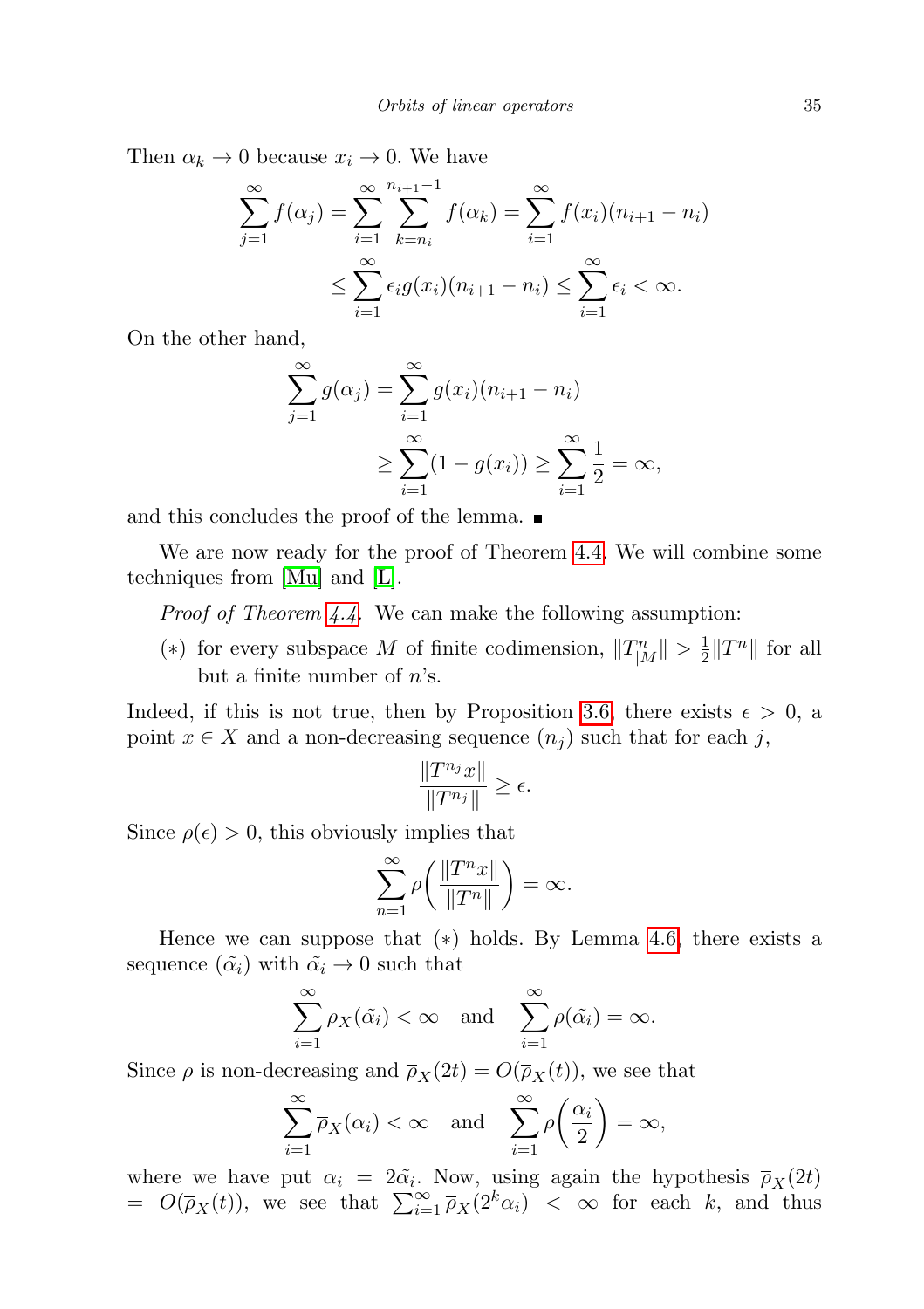Then $\alpha_k \to 0$ because $x_i \to 0$. We have

$$\sum_{j=1}^{\infty} f(\alpha_j) = \sum_{i=1}^{\infty} \sum_{k=n_i}^{n_{i+1}-1} f(\alpha_k) = \sum_{i=1}^{\infty} f(x_i)(n_{i+1} - n_i)$$
$$\leq \sum_{i=1}^{\infty} \epsilon_i g(x_i)(n_{i+1} - n_i) \leq \sum_{i=1}^{\infty} \epsilon_i < \infty.$$

On the other hand,

$$\sum_{j=1}^{\infty} g(\alpha_j) = \sum_{i=1}^{\infty} g(x_i)(n_{i+1} - n_i)$$
$$\geq \sum_{i=1}^{\infty} (1 - g(x_i)) \geq \sum_{i=1}^{\infty} \frac{1}{2} = \infty,$$

and this concludes the proof of the lemma. ∎

We are now ready for the proof of Theorem 4.4. We will combine some techniques from [Mu] and [L].

*Proof of Theorem 4.4.* We can make the following assumption:

(∗) for every subspace $M$ of finite codimension, $\|T^n_{|M}\| > \frac{1}{2}\|T^n\|$ for all but a finite number of $n$'s.

Indeed, if this is not true, then by Proposition 3.6, there exists $\epsilon > 0$, a point $x \in X$ and a non-decreasing sequence $(n_j)$ such that for each $j$,

$$\frac{\|T^{n_j} x\|}{\|T^{n_j}\|} \geq \epsilon.$$

Since $\rho(\epsilon) > 0$, this obviously implies that

$$\sum_{n=1}^{\infty} \rho\bigg(\frac{\|T^n x\|}{\|T^n\|}\bigg) = \infty.$$

Hence we can suppose that (∗) holds. By Lemma 4.6, there exists a sequence $(\tilde{\alpha}_i)$ with $\tilde{\alpha}_i \to 0$ such that

$$\sum_{i=1}^{\infty} \overline{\rho}_X(\tilde{\alpha}_i) < \infty \quad \text{and} \quad \sum_{i=1}^{\infty} \rho(\tilde{\alpha}_i) = \infty.$$

Since $\rho$ is non-decreasing and $\overline{\rho}_X(2t) = O(\overline{\rho}_X(t))$, we see that

$$\sum_{i=1}^{\infty} \overline{\rho}_X(\alpha_i) < \infty \quad \text{and} \quad \sum_{i=1}^{\infty} \rho\bigg(\frac{\alpha_i}{2}\bigg) = \infty,$$

where we have put $\alpha_i = 2\tilde{\alpha}_i$. Now, using again the hypothesis $\overline{\rho}_X(2t) = O(\overline{\rho}_X(t))$, we see that $\sum_{i=1}^{\infty} \overline{\rho}_X(2^k \alpha_i) < \infty$ for each $k$, and thus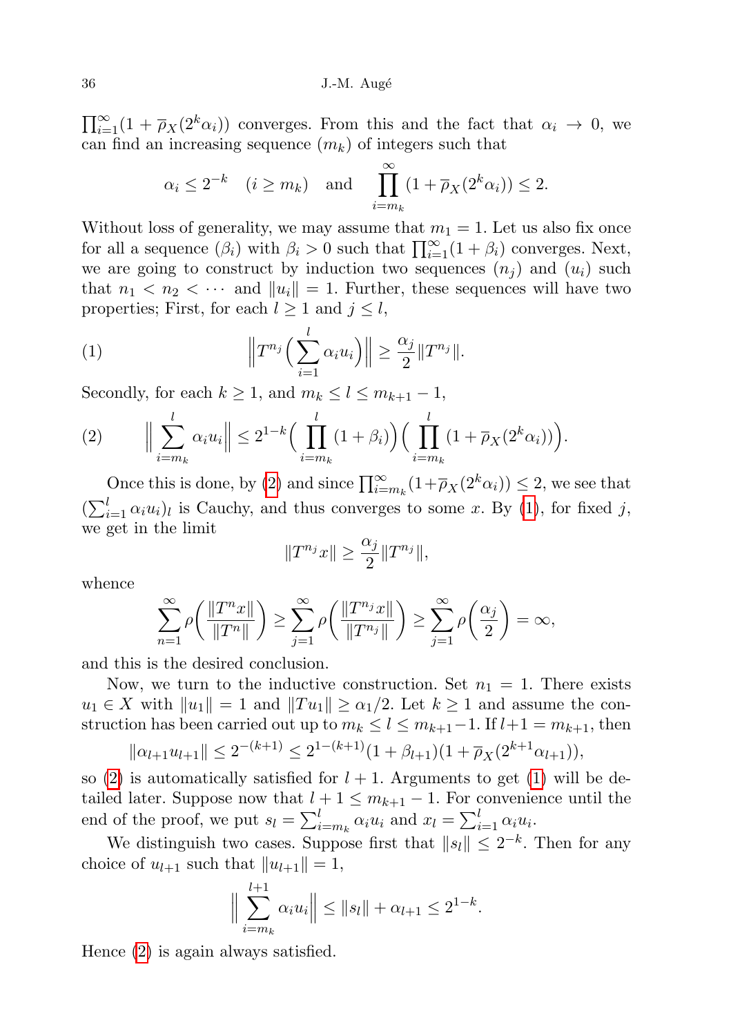$\prod_{i=1}^{\infty}(1+\overline{\rho}_X(2^k\alpha_i))$ converges. From this and the fact that $\alpha_i \to 0$, we can find an increasing sequence $(m_k)$ of integers such that

$$\alpha_i \le 2^{-k} \quad (i \ge m_k) \quad \text{and} \quad \prod_{i=m_k}^{\infty}(1+\overline{\rho}_X(2^k\alpha_i)) \le 2.$$

Without loss of generality, we may assume that $m_1 = 1$. Let us also fix once for all a sequence $(\beta_i)$ with $\beta_i > 0$ such that $\prod_{i=1}^{\infty}(1+\beta_i)$ converges. Next, we are going to construct by induction two sequences $(n_j)$ and $(u_i)$ such that $n_1 < n_2 < \cdots$ and $\|u_i\| = 1$. Further, these sequences will have two properties; First, for each $l \ge 1$ and $j \le l$,

$$\Big\|T^{n_j}\Big(\sum_{i=1}^{l}\alpha_i u_i\Big)\Big\| \ge \frac{\alpha_j}{2}\|T^{n_j}\|. \tag{1}$$

Secondly, for each $k \ge 1$, and $m_k \le l \le m_{k+1}-1$,

$$\Big\|\sum_{i=m_k}^{l}\alpha_i u_i\Big\| \le 2^{1-k}\Big(\prod_{i=m_k}^{l}(1+\beta_i)\Big)\Big(\prod_{i=m_k}^{l}(1+\overline{\rho}_X(2^k\alpha_i))\Big). \tag{2}$$

Once this is done, by (2) and since $\prod_{i=m_k}^{\infty}(1+\overline{\rho}_X(2^k\alpha_i)) \le 2$, we see that $(\sum_{i=1}^{l}\alpha_i u_i)_l$ is Cauchy, and thus converges to some $x$. By (1), for fixed $j$, we get in the limit

$$\|T^{n_j}x\| \ge \frac{\alpha_j}{2}\|T^{n_j}\|,$$

whence

$$\sum_{n=1}^{\infty}\rho\Big(\frac{\|T^n x\|}{\|T^n\|}\Big) \ge \sum_{j=1}^{\infty}\rho\Big(\frac{\|T^{n_j}x\|}{\|T^{n_j}\|}\Big) \ge \sum_{j=1}^{\infty}\rho\Big(\frac{\alpha_j}{2}\Big) = \infty,$$

and this is the desired conclusion.

Now, we turn to the inductive construction. Set $n_1 = 1$. There exists $u_1 \in X$ with $\|u_1\| = 1$ and $\|Tu_1\| \ge \alpha_1/2$. Let $k \ge 1$ and assume the construction has been carried out up to $m_k \le l \le m_{k+1}-1$. If $l+1 = m_{k+1}$, then

$$\|\alpha_{l+1}u_{l+1}\| \le 2^{-(k+1)} \le 2^{1-(k+1)}(1+\beta_{l+1})(1+\overline{\rho}_X(2^{k+1}\alpha_{l+1})),$$

so (2) is automatically satisfied for $l+1$. Arguments to get (1) will be detailed later. Suppose now that $l+1 \le m_{k+1}-1$. For convenience until the end of the proof, we put $s_l = \sum_{i=m_k}^{l}\alpha_i u_i$ and $x_l = \sum_{i=1}^{l}\alpha_i u_i$.

We distinguish two cases. Suppose first that $\|s_l\| \le 2^{-k}$. Then for any choice of $u_{l+1}$ such that $\|u_{l+1}\| = 1$,

$$\Big\|\sum_{i=m_k}^{l+1}\alpha_i u_i\Big\| \le \|s_l\| + \alpha_{l+1} \le 2^{1-k}.$$

Hence (2) is again always satisfied.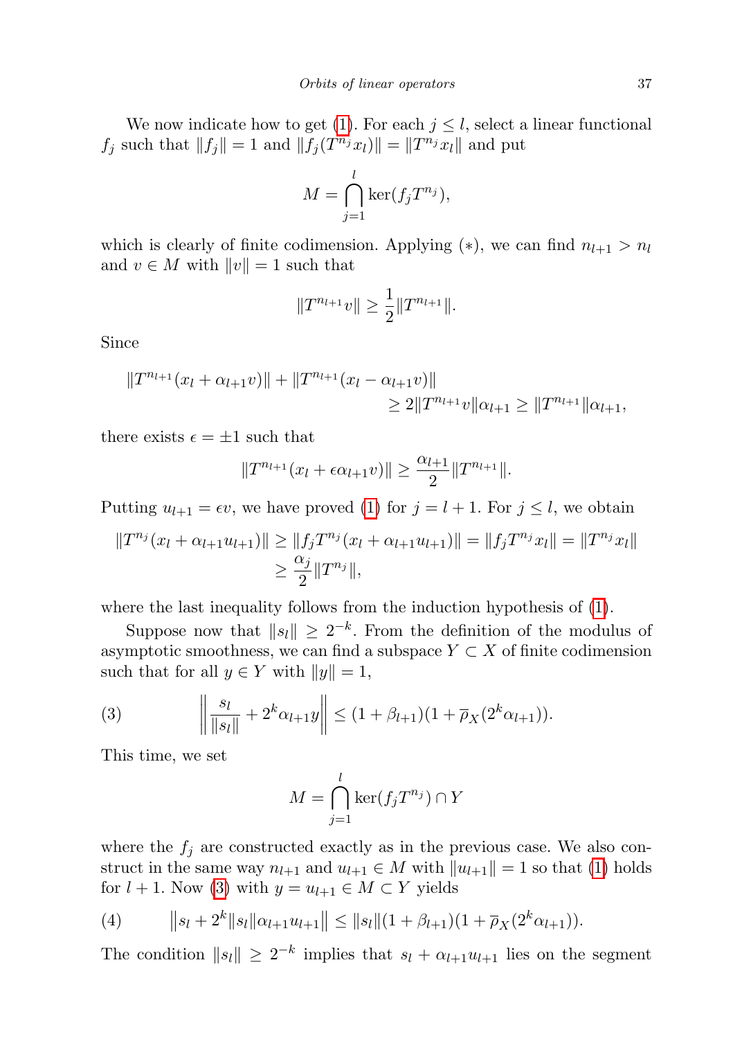We now indicate how to get (1). For each $j \le l$, select a linear functional $f_j$ such that $\|f_j\| = 1$ and $\|f_j(T^{n_j} x_l)\| = \|T^{n_j} x_l\|$ and put

$$M = \bigcap_{j=1}^{l} \ker(f_j T^{n_j}),$$

which is clearly of finite codimension. Applying $(*)$, we can find $n_{l+1} > n_l$ and $v \in M$ with $\|v\| = 1$ such that

$$\|T^{n_{l+1}} v\| \ge \frac{1}{2}\|T^{n_{l+1}}\|.$$

Since

$$\|T^{n_{l+1}}(x_l + \alpha_{l+1} v)\| + \|T^{n_{l+1}}(x_l - \alpha_{l+1} v)\| \ge 2\|T^{n_{l+1}} v\|\alpha_{l+1} \ge \|T^{n_{l+1}}\|\alpha_{l+1},$$

there exists $\epsilon = \pm 1$ such that

$$\|T^{n_{l+1}}(x_l + \epsilon\alpha_{l+1} v)\| \ge \frac{\alpha_{l+1}}{2}\|T^{n_{l+1}}\|.$$

Putting $u_{l+1} = \epsilon v$, we have proved (1) for $j = l+1$. For $j \le l$, we obtain

$$\|T^{n_j}(x_l + \alpha_{l+1} u_{l+1})\| \ge \|f_j T^{n_j}(x_l + \alpha_{l+1} u_{l+1})\| = \|f_j T^{n_j} x_l\| = \|T^{n_j} x_l\| \ge \frac{\alpha_j}{2}\|T^{n_j}\|,$$

where the last inequality follows from the induction hypothesis of (1).

Suppose now that $\|s_l\| \ge 2^{-k}$. From the definition of the modulus of asymptotic smoothness, we can find a subspace $Y \subset X$ of finite codimension such that for all $y \in Y$ with $\|y\| = 1$,

$$\left\| \frac{s_l}{\|s_l\|} + 2^k \alpha_{l+1} y \right\| \le (1 + \beta_{l+1})(1 + \overline{\rho}_X(2^k \alpha_{l+1})). \tag{3}$$

This time, we set

$$M = \bigcap_{j=1}^{l} \ker(f_j T^{n_j}) \cap Y$$

where the $f_j$ are constructed exactly as in the previous case. We also construct in the same way $n_{l+1}$ and $u_{l+1} \in M$ with $\|u_{l+1}\| = 1$ so that (1) holds for $l+1$. Now (3) with $y = u_{l+1} \in M \subset Y$ yields

$$\big\| s_l + 2^k \|s_l\| \alpha_{l+1} u_{l+1} \big\| \le \|s_l\|(1 + \beta_{l+1})(1 + \overline{\rho}_X(2^k \alpha_{l+1})). \tag{4}$$

The condition $\|s_l\| \ge 2^{-k}$ implies that $s_l + \alpha_{l+1} u_{l+1}$ lies on the segment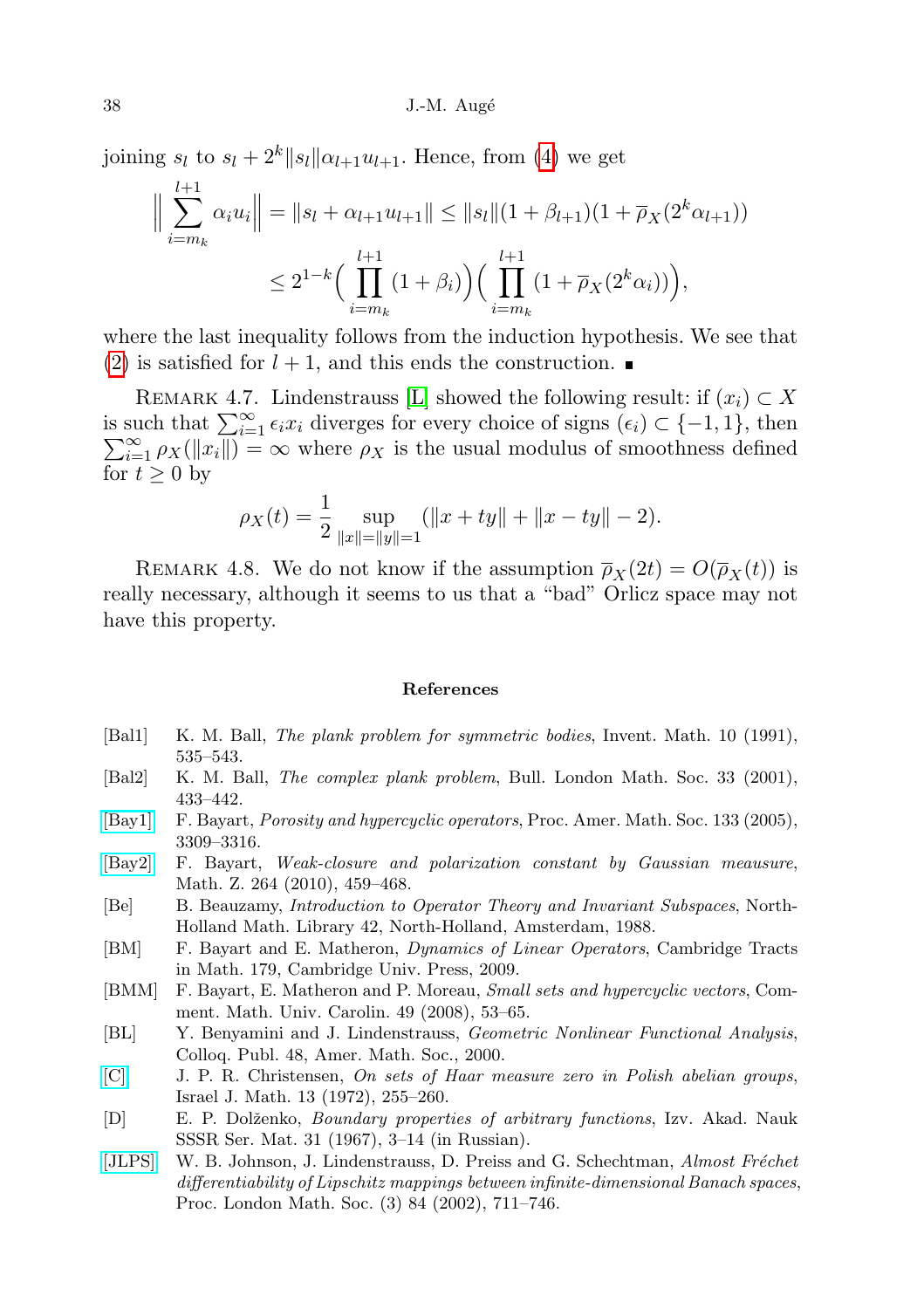joining $s_l$ to $s_l + 2^k\|s_l\|\alpha_{l+1}u_{l+1}$. Hence, from (4) we get

$$\Big\|\sum_{i=m_k}^{l+1}\alpha_i u_i\Big\| = \|s_l + \alpha_{l+1}u_{l+1}\| \le \|s_l\|(1+\beta_{l+1})(1+\overline{\rho}_X(2^k\alpha_{l+1}))$$
$$\le 2^{1-k}\Big(\prod_{i=m_k}^{l+1}(1+\beta_i)\Big)\Big(\prod_{i=m_k}^{l+1}(1+\overline{\rho}_X(2^k\alpha_i))\Big),$$

where the last inequality follows from the induction hypothesis. We see that (2) is satisfied for $l+1$, and this ends the construction. ∎

Remark 4.7. Lindenstrauss [L] showed the following result: if $(x_i) \subset X$ is such that $\sum_{i=1}^{\infty}\epsilon_i x_i$ diverges for every choice of signs $(\epsilon_i) \subset \{-1,1\}$, then $\sum_{i=1}^{\infty}\rho_X(\|x_i\|) = \infty$ where $\rho_X$ is the usual modulus of smoothness defined for $t \ge 0$ by

$$\rho_X(t) = \frac{1}{2}\sup_{\|x\|=\|y\|=1}(\|x+ty\| + \|x-ty\| - 2).$$

Remark 4.8. We do not know if the assumption $\overline{\rho}_X(2t) = O(\overline{\rho}_X(t))$ is really necessary, although it seems to us that a "bad" Orlicz space may not have this property.

## References

- [Bal1] K. M. Ball, *The plank problem for symmetric bodies*, Invent. Math. 10 (1991), 535–543.
- [Bal2] K. M. Ball, *The complex plank problem*, Bull. London Math. Soc. 33 (2001), 433–442.
- [Bay1] F. Bayart, *Porosity and hypercyclic operators*, Proc. Amer. Math. Soc. 133 (2005), 3309–3316.
- [Bay2] F. Bayart, *Weak-closure and polarization constant by Gaussian meausure*, Math. Z. 264 (2010), 459–468.
- [Be] B. Beauzamy, *Introduction to Operator Theory and Invariant Subspaces*, North-Holland Math. Library 42, North-Holland, Amsterdam, 1988.
- [BM] F. Bayart and E. Matheron, *Dynamics of Linear Operators*, Cambridge Tracts in Math. 179, Cambridge Univ. Press, 2009.
- [BMM] F. Bayart, E. Matheron and P. Moreau, *Small sets and hypercyclic vectors*, Comment. Math. Univ. Carolin. 49 (2008), 53–65.
- [BL] Y. Benyamini and J. Lindenstrauss, *Geometric Nonlinear Functional Analysis*, Colloq. Publ. 48, Amer. Math. Soc., 2000.
- [C] J. P. R. Christensen, *On sets of Haar measure zero in Polish abelian groups*, Israel J. Math. 13 (1972), 255–260.
- [D] E. P. Dolženko, *Boundary properties of arbitrary functions*, Izv. Akad. Nauk SSSR Ser. Mat. 31 (1967), 3–14 (in Russian).
- [JLPS] W. B. Johnson, J. Lindenstrauss, D. Preiss and G. Schechtman, *Almost Fréchet differentiability of Lipschitz mappings between infinite-dimensional Banach spaces*, Proc. London Math. Soc. (3) 84 (2002), 711–746.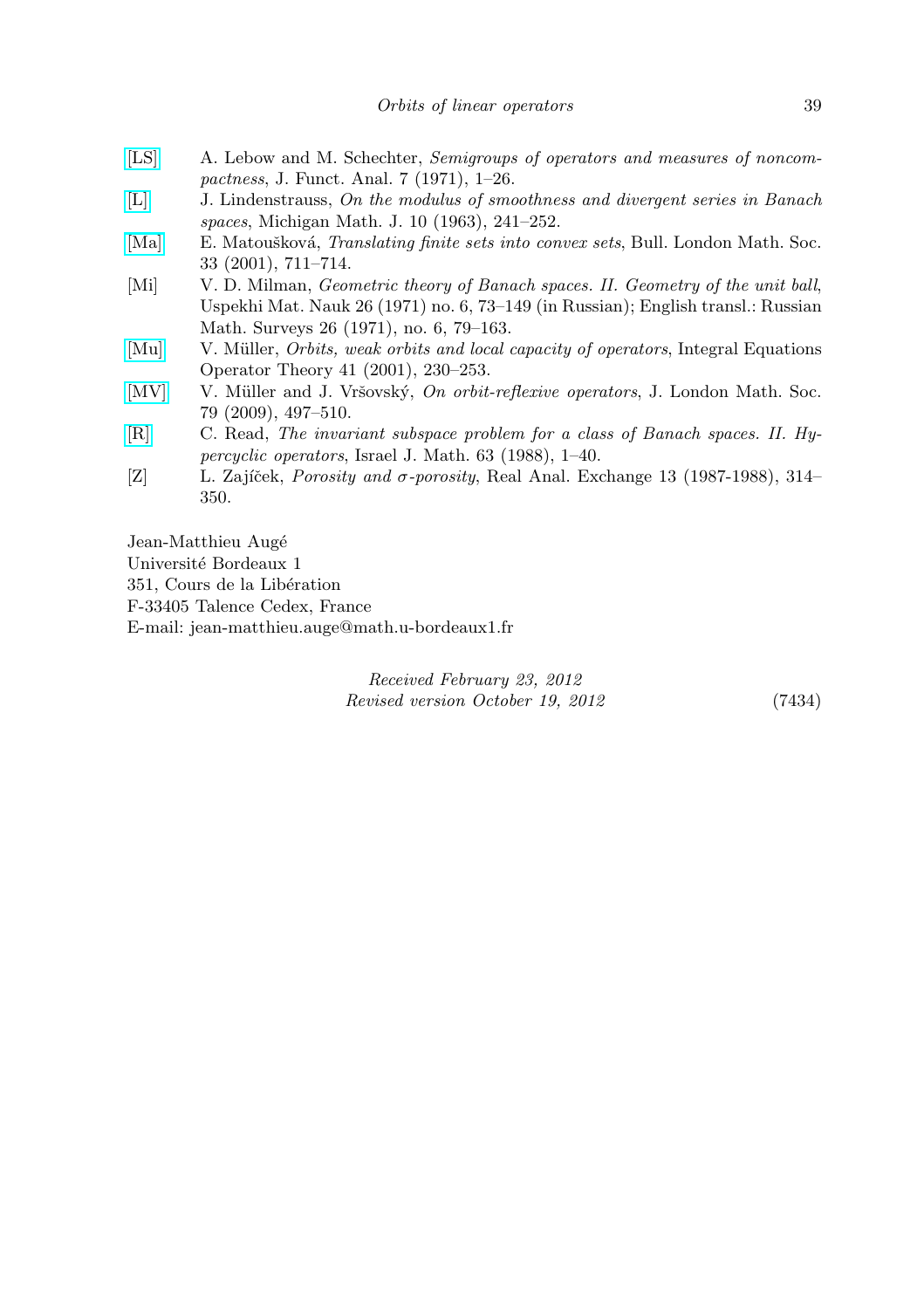[LS] A. Lebow and M. Schechter, *Semigroups of operators and measures of noncompactness*, J. Funct. Anal. 7 (1971), 1–26.

[L] J. Lindenstrauss, *On the modulus of smoothness and divergent series in Banach spaces*, Michigan Math. J. 10 (1963), 241–252.

[Ma] E. Matoušková, *Translating finite sets into convex sets*, Bull. London Math. Soc. 33 (2001), 711–714.

[Mi] V. D. Milman, *Geometric theory of Banach spaces. II. Geometry of the unit ball*, Uspekhi Mat. Nauk 26 (1971) no. 6, 73–149 (in Russian); English transl.: Russian Math. Surveys 26 (1971), no. 6, 79–163.

[Mu] V. Müller, *Orbits, weak orbits and local capacity of operators*, Integral Equations Operator Theory 41 (2001), 230–253.

[MV] V. Müller and J. Vršovský, *On orbit-reflexive operators*, J. London Math. Soc. 79 (2009), 497–510.

[R] C. Read, *The invariant subspace problem for a class of Banach spaces. II. Hypercyclic operators*, Israel J. Math. 63 (1988), 1–40.

[Z] L. Zajíček, *Porosity and $\sigma$-porosity*, Real Anal. Exchange 13 (1987-1988), 314–350.

Jean-Matthieu Augé
Université Bordeaux 1
351, Cours de la Libération
F-33405 Talence Cedex, France
E-mail: jean-matthieu.auge@math.u-bordeaux1.fr

*Received February 23, 2012*
*Revised version October 19, 2012* (7434)